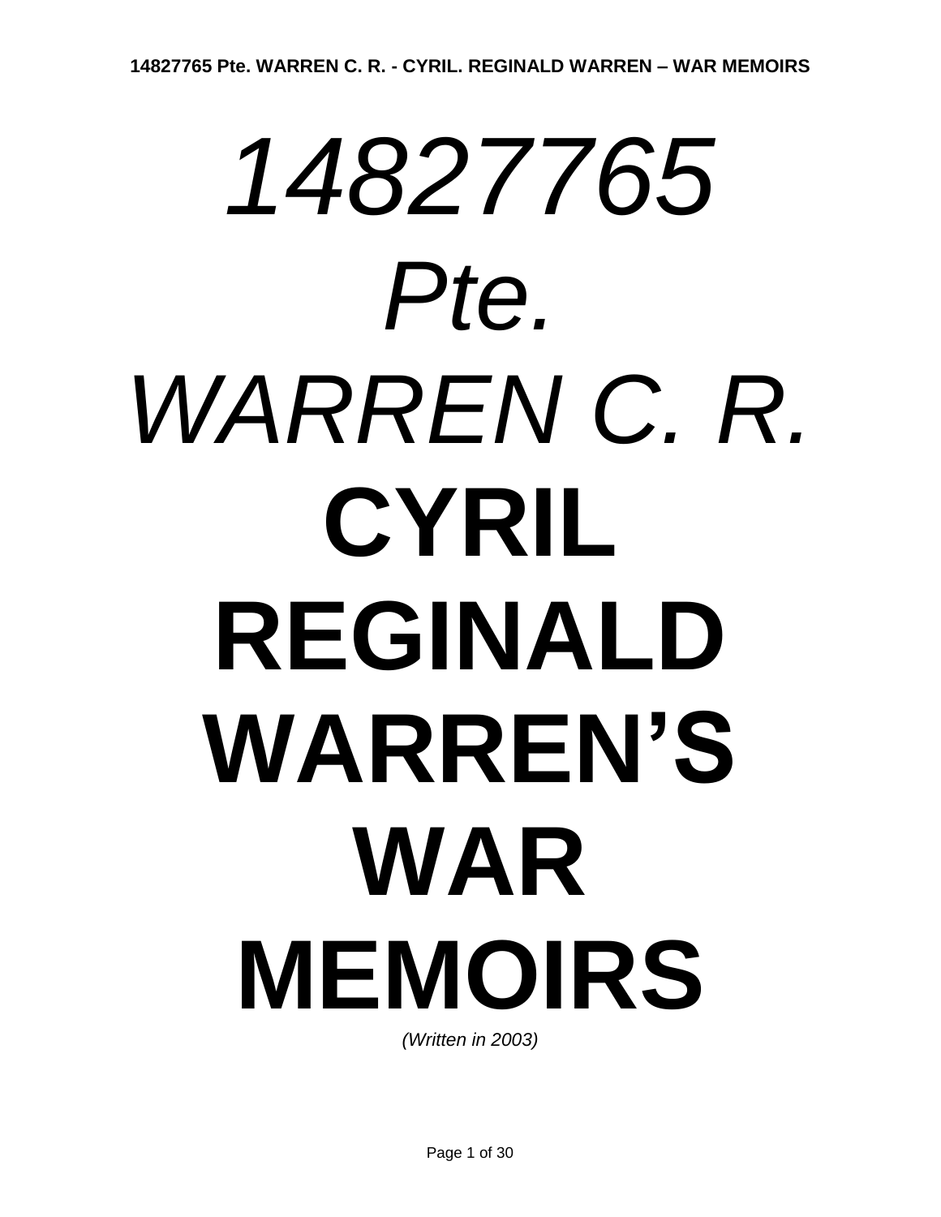*14827765*

*Pte.*

*WARREN C. R.*

# CYRIL REGINALD WARREN'S WAR MEMOIRS

*(Written in 2003)*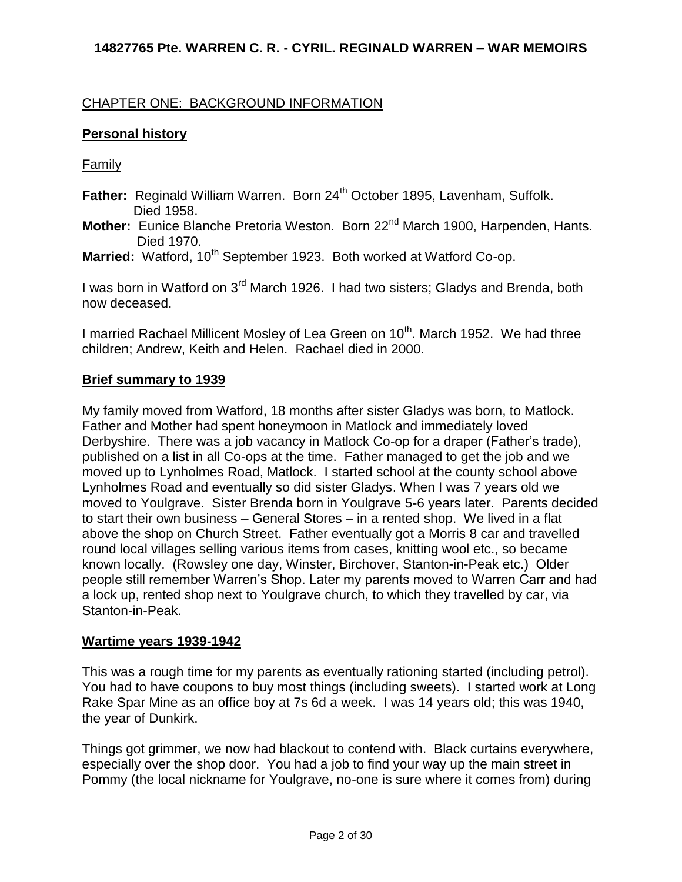**14827765 Pte. WARREN C. R. - CYRIL. REGINALD WARREN – WAR MEMOIRS**

## CHAPTER ONE: BACKGROUND INFORMATION

### Personal history

Family

**Father:** Reginald William Warren. Born 24th October 1895, Lavenham, Suffolk. Died 1958.

**Mother:** Eunice Blanche Pretoria Weston. Born 22nd March 1900, Harpenden, Hants. Died 1970.

**Married:** Watford, 10th September 1923. Both worked at Watford Co-op.

I was born in Watford on 3rd March 1926. I had two sisters; Gladys and Brenda, both now deceased.

I married Rachael Millicent Mosley of Lea Green on 10th. March 1952. We had three children; Andrew, Keith and Helen. Rachael died in 2000.

### Brief summary to 1939

My family moved from Watford, 18 months after sister Gladys was born, to Matlock. Father and Mother had spent honeymoon in Matlock and immediately loved Derbyshire. There was a job vacancy in Matlock Co-op for a draper (Father's trade), published on a list in all Co-ops at the time. Father managed to get the job and we moved up to Lynholmes Road, Matlock. I started school at the county school above Lynholmes Road and eventually so did sister Gladys. When I was 7 years old we moved to Youlgrave. Sister Brenda born in Youlgrave 5-6 years later. Parents decided to start their own business – General Stores – in a rented shop. We lived in a flat above the shop on Church Street. Father eventually got a Morris 8 car and travelled round local villages selling various items from cases, knitting wool etc., so became known locally. (Rowsley one day, Winster, Birchover, Stanton-in-Peak etc.) Older people still remember Warren's Shop. Later my parents moved to Warren Carr and had a lock up, rented shop next to Youlgrave church, to which they travelled by car, via Stanton-in-Peak.

### Wartime years 1939-1942

This was a rough time for my parents as eventually rationing started (including petrol). You had to have coupons to buy most things (including sweets). I started work at Long Rake Spar Mine as an office boy at 7s 6d a week. I was 14 years old; this was 1940, the year of Dunkirk.

Things got grimmer, we now had blackout to contend with. Black curtains everywhere, especially over the shop door. You had a job to find your way up the main street in Pommy (the local nickname for Youlgrave, no-one is sure where it comes from) during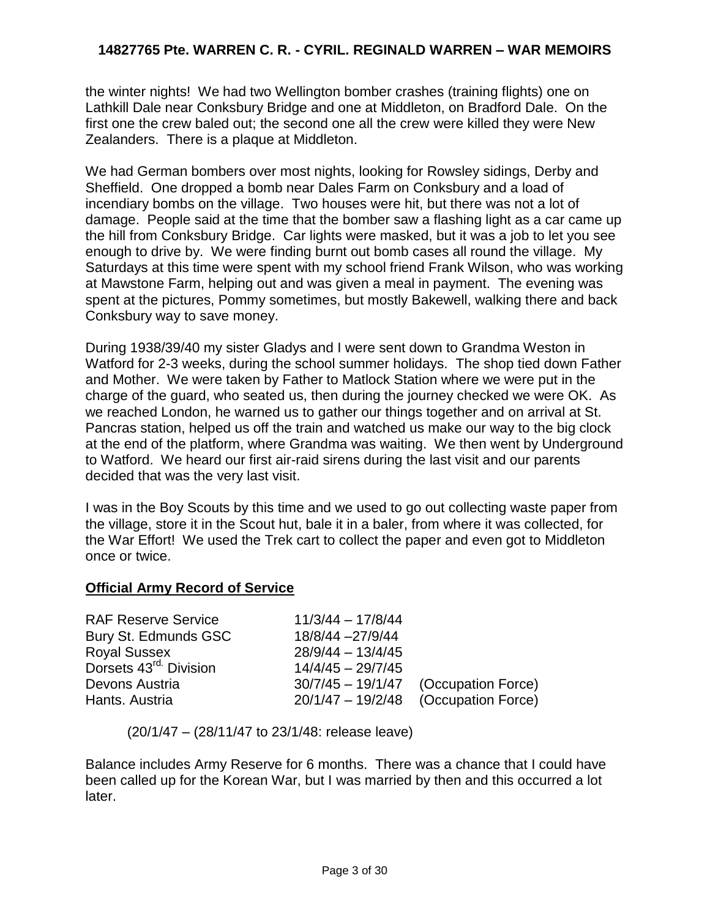the winter nights! We had two Wellington bomber crashes (training flights) one on Lathkill Dale near Conksbury Bridge and one at Middleton, on Bradford Dale. On the first one the crew baled out; the second one all the crew were killed they were New Zealanders. There is a plaque at Middleton.

We had German bombers over most nights, looking for Rowsley sidings, Derby and Sheffield. One dropped a bomb near Dales Farm on Conksbury and a load of incendiary bombs on the village. Two houses were hit, but there was not a lot of damage. People said at the time that the bomber saw a flashing light as a car came up the hill from Conksbury Bridge. Car lights were masked, but it was a job to let you see enough to drive by. We were finding burnt out bomb cases all round the village. My Saturdays at this time were spent with my school friend Frank Wilson, who was working at Mawstone Farm, helping out and was given a meal in payment. The evening was spent at the pictures, Pommy sometimes, but mostly Bakewell, walking there and back Conksbury way to save money.

During 1938/39/40 my sister Gladys and I were sent down to Grandma Weston in Watford for 2-3 weeks, during the school summer holidays. The shop tied down Father and Mother. We were taken by Father to Matlock Station where we were put in the charge of the guard, who seated us, then during the journey checked we were OK. As we reached London, he warned us to gather our things together and on arrival at St. Pancras station, helped us off the train and watched us make our way to the big clock at the end of the platform, where Grandma was waiting. We then went by Underground to Watford. We heard our first air-raid sirens during the last visit and our parents decided that was the very last visit.

I was in the Boy Scouts by this time and we used to go out collecting waste paper from the village, store it in the Scout hut, bale it in a baler, from where it was collected, for the War Effort! We used the Trek cart to collect the paper and even got to Middleton once or twice.

**Official Army Record of Service**

| | | |
|---|---|---|
| RAF Reserve Service | 11/3/44 – 17/8/44 | |
| Bury St. Edmunds GSC | 18/8/44 –27/9/44 | |
| Royal Sussex | 28/9/44 – 13/4/45 | |
| Dorsets 43rd. Division | 14/4/45 – 29/7/45 | |
| Devons Austria | 30/7/45 – 19/1/47 | (Occupation Force) |
| Hants. Austria | 20/1/47 – 19/2/48 | (Occupation Force) |

(20/1/47 – (28/11/47 to 23/1/48: release leave)

Balance includes Army Reserve for 6 months. There was a chance that I could have been called up for the Korean War, but I was married by then and this occurred a lot later.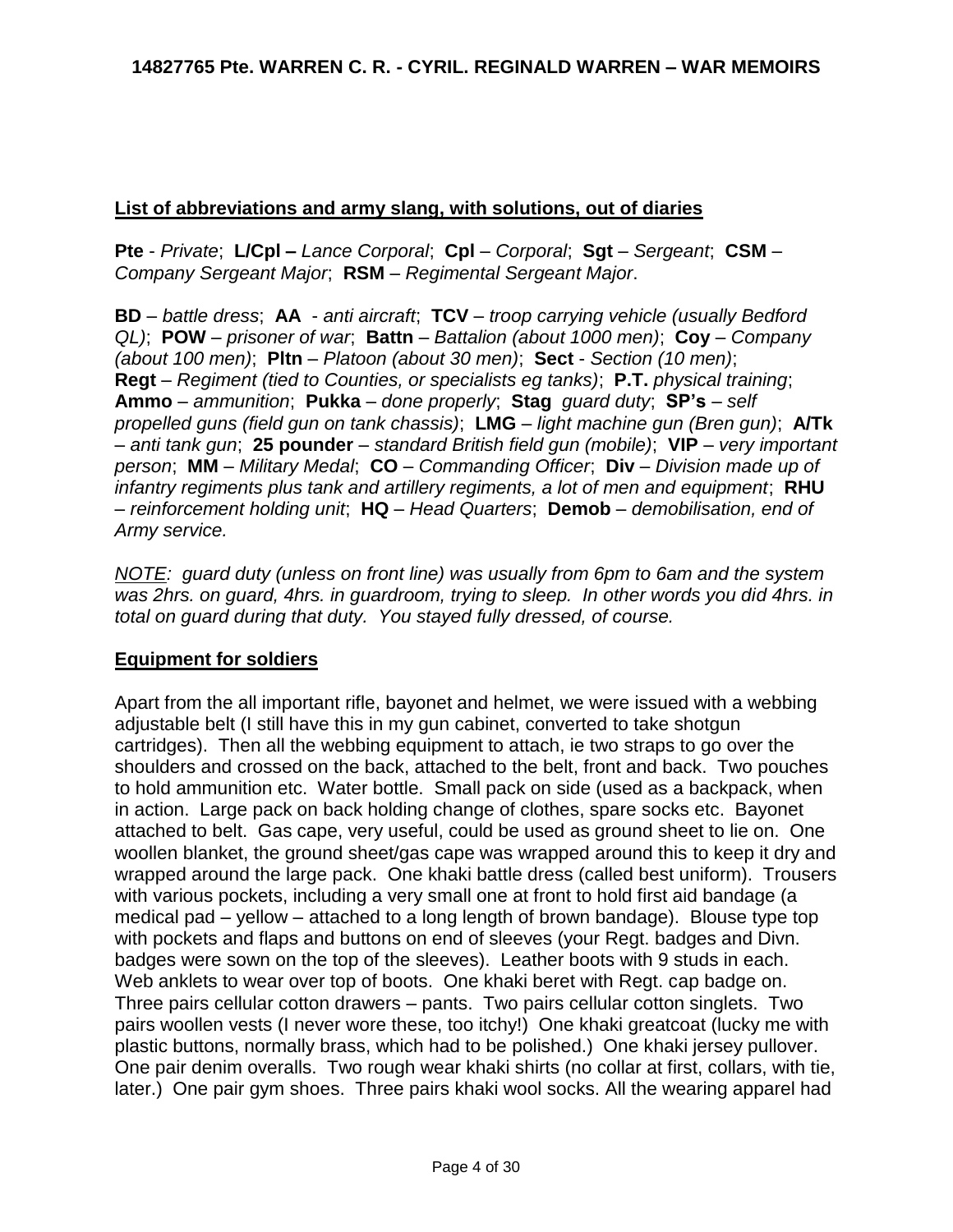## List of abbreviations and army slang, with solutions, out of diaries

**Pte** - *Private*; **L/Cpl –** *Lance Corporal*; **Cpl** – *Corporal*; **Sgt** – *Sergeant*; **CSM** – *Company Sergeant Major*; **RSM** – *Regimental Sergeant Major*.

**BD** – *battle dress*; **AA** - *anti aircraft*; **TCV** – *troop carrying vehicle (usually Bedford QL)*; **POW** – *prisoner of war*; **Battn** – *Battalion (about 1000 men)*; **Coy** – *Company (about 100 men)*; **Pltn** – *Platoon (about 30 men)*; **Sect** - *Section (10 men)*; **Regt** – *Regiment (tied to Counties, or specialists eg tanks)*; **P.T.** *physical training*; **Ammo** – *ammunition*; **Pukka** – *done properly*; **Stag** *guard duty*; **SP's** – *self propelled guns (field gun on tank chassis)*; **LMG** – *light machine gun (Bren gun)*; **A/Tk** – *anti tank gun*; **25 pounder** – *standard British field gun (mobile)*; **VIP** – *very important person*; **MM** – *Military Medal*; **CO** – *Commanding Officer*; **Div** – *Division made up of infantry regiments plus tank and artillery regiments, a lot of men and equipment*; **RHU** – *reinforcement holding unit*; **HQ** – *Head Quarters*; **Demob** – *demobilisation, end of Army service.*

*<u>NOTE</u>: guard duty (unless on front line) was usually from 6pm to 6am and the system was 2hrs. on guard, 4hrs. in guardroom, trying to sleep. In other words you did 4hrs. in total on guard during that duty. You stayed fully dressed, of course.*

## Equipment for soldiers

Apart from the all important rifle, bayonet and helmet, we were issued with a webbing adjustable belt (I still have this in my gun cabinet, converted to take shotgun cartridges). Then all the webbing equipment to attach, ie two straps to go over the shoulders and crossed on the back, attached to the belt, front and back. Two pouches to hold ammunition etc. Water bottle. Small pack on side (used as a backpack, when in action. Large pack on back holding change of clothes, spare socks etc. Bayonet attached to belt. Gas cape, very useful, could be used as ground sheet to lie on. One woollen blanket, the ground sheet/gas cape was wrapped around this to keep it dry and wrapped around the large pack. One khaki battle dress (called best uniform). Trousers with various pockets, including a very small one at front to hold first aid bandage (a medical pad – yellow – attached to a long length of brown bandage). Blouse type top with pockets and flaps and buttons on end of sleeves (your Regt. badges and Divn. badges were sown on the top of the sleeves). Leather boots with 9 studs in each. Web anklets to wear over top of boots. One khaki beret with Regt. cap badge on. Three pairs cellular cotton drawers – pants. Two pairs cellular cotton singlets. Two pairs woollen vests (I never wore these, too itchy!) One khaki greatcoat (lucky me with plastic buttons, normally brass, which had to be polished.) One khaki jersey pullover. One pair denim overalls. Two rough wear khaki shirts (no collar at first, collars, with tie, later.) One pair gym shoes. Three pairs khaki wool socks. All the wearing apparel had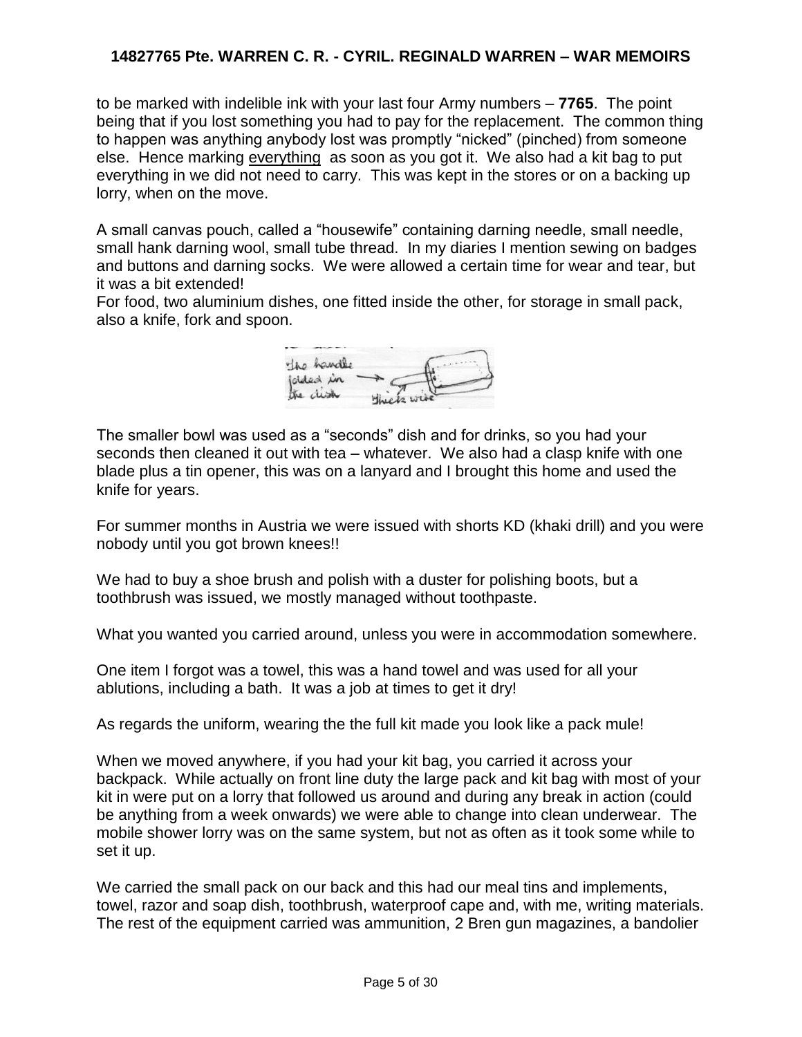to be marked with indelible ink with your last four Army numbers – **7765**. The point being that if you lost something you had to pay for the replacement. The common thing to happen was anything anybody lost was promptly "nicked" (pinched) from someone else. Hence marking <u>everything</u> as soon as you got it. We also had a kit bag to put everything in we did not need to carry. This was kept in the stores or on a backing up lorry, when on the move.

A small canvas pouch, called a "housewife" containing darning needle, small needle, small hank darning wool, small tube thread. In my diaries I mention sewing on badges and buttons and darning socks. We were allowed a certain time for wear and tear, but it was a bit extended!

For food, two aluminium dishes, one fitted inside the other, for storage in small pack, also a knife, fork and spoon.

The handle folded in the dish → Thick wire

The smaller bowl was used as a "seconds" dish and for drinks, so you had your seconds then cleaned it out with tea – whatever. We also had a clasp knife with one blade plus a tin opener, this was on a lanyard and I brought this home and used the knife for years.

For summer months in Austria we were issued with shorts KD (khaki drill) and you were nobody until you got brown knees!!

We had to buy a shoe brush and polish with a duster for polishing boots, but a toothbrush was issued, we mostly managed without toothpaste.

What you wanted you carried around, unless you were in accommodation somewhere.

One item I forgot was a towel, this was a hand towel and was used for all your ablutions, including a bath. It was a job at times to get it dry!

As regards the uniform, wearing the the full kit made you look like a pack mule!

When we moved anywhere, if you had your kit bag, you carried it across your backpack. While actually on front line duty the large pack and kit bag with most of your kit in were put on a lorry that followed us around and during any break in action (could be anything from a week onwards) we were able to change into clean underwear. The mobile shower lorry was on the same system, but not as often as it took some while to set it up.

We carried the small pack on our back and this had our meal tins and implements, towel, razor and soap dish, toothbrush, waterproof cape and, with me, writing materials. The rest of the equipment carried was ammunition, 2 Bren gun magazines, a bandolier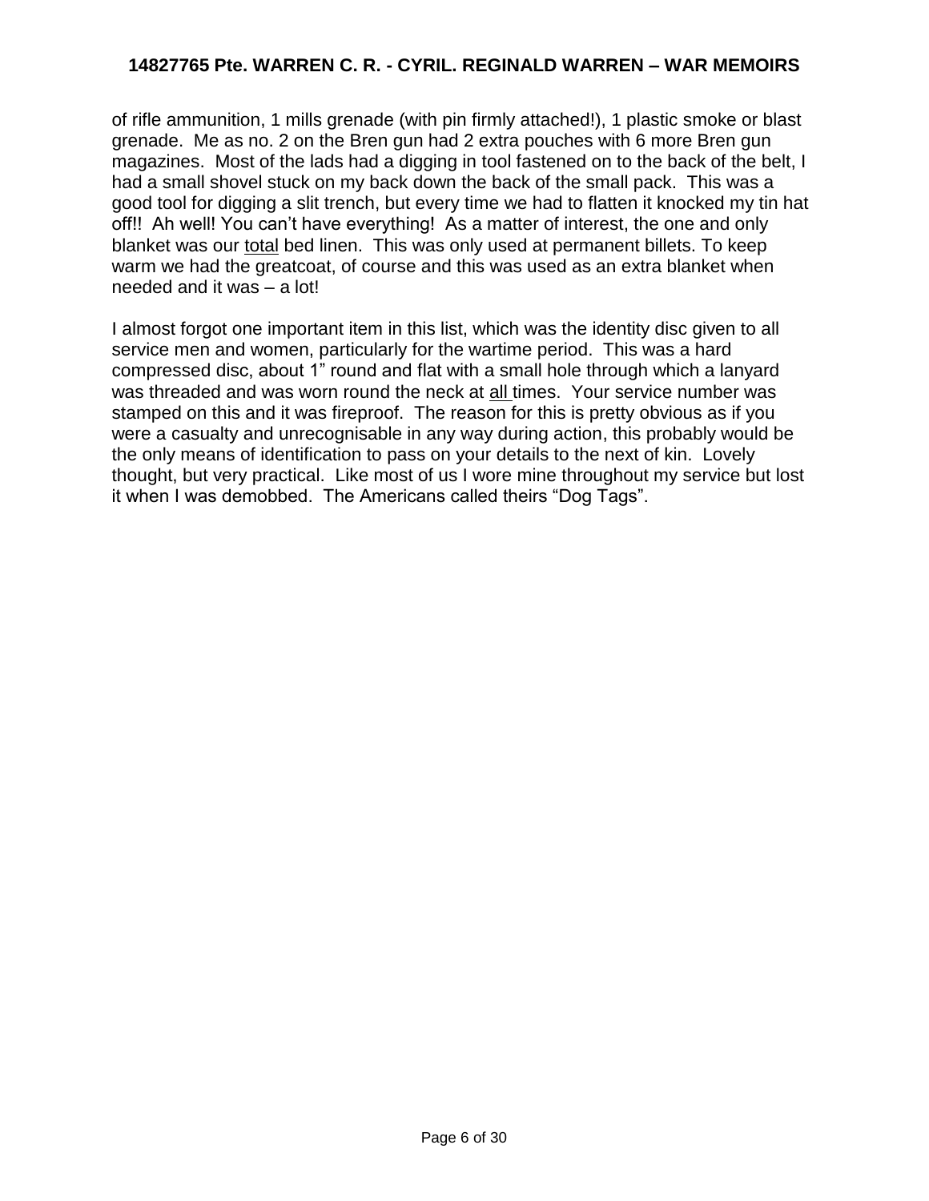of rifle ammunition, 1 mills grenade (with pin firmly attached!), 1 plastic smoke or blast grenade. Me as no. 2 on the Bren gun had 2 extra pouches with 6 more Bren gun magazines. Most of the lads had a digging in tool fastened on to the back of the belt, I had a small shovel stuck on my back down the back of the small pack. This was a good tool for digging a slit trench, but every time we had to flatten it knocked my tin hat off!! Ah well! You can't have everything! As a matter of interest, the one and only blanket was our <u>total</u> bed linen. This was only used at permanent billets. To keep warm we had the greatcoat, of course and this was used as an extra blanket when needed and it was – a lot!

I almost forgot one important item in this list, which was the identity disc given to all service men and women, particularly for the wartime period. This was a hard compressed disc, about 1" round and flat with a small hole through which a lanyard was threaded and was worn round the neck at <u>all</u> times. Your service number was stamped on this and it was fireproof. The reason for this is pretty obvious as if you were a casualty and unrecognisable in any way during action, this probably would be the only means of identification to pass on your details to the next of kin. Lovely thought, but very practical. Like most of us I wore mine throughout my service but lost it when I was demobbed. The Americans called theirs "Dog Tags".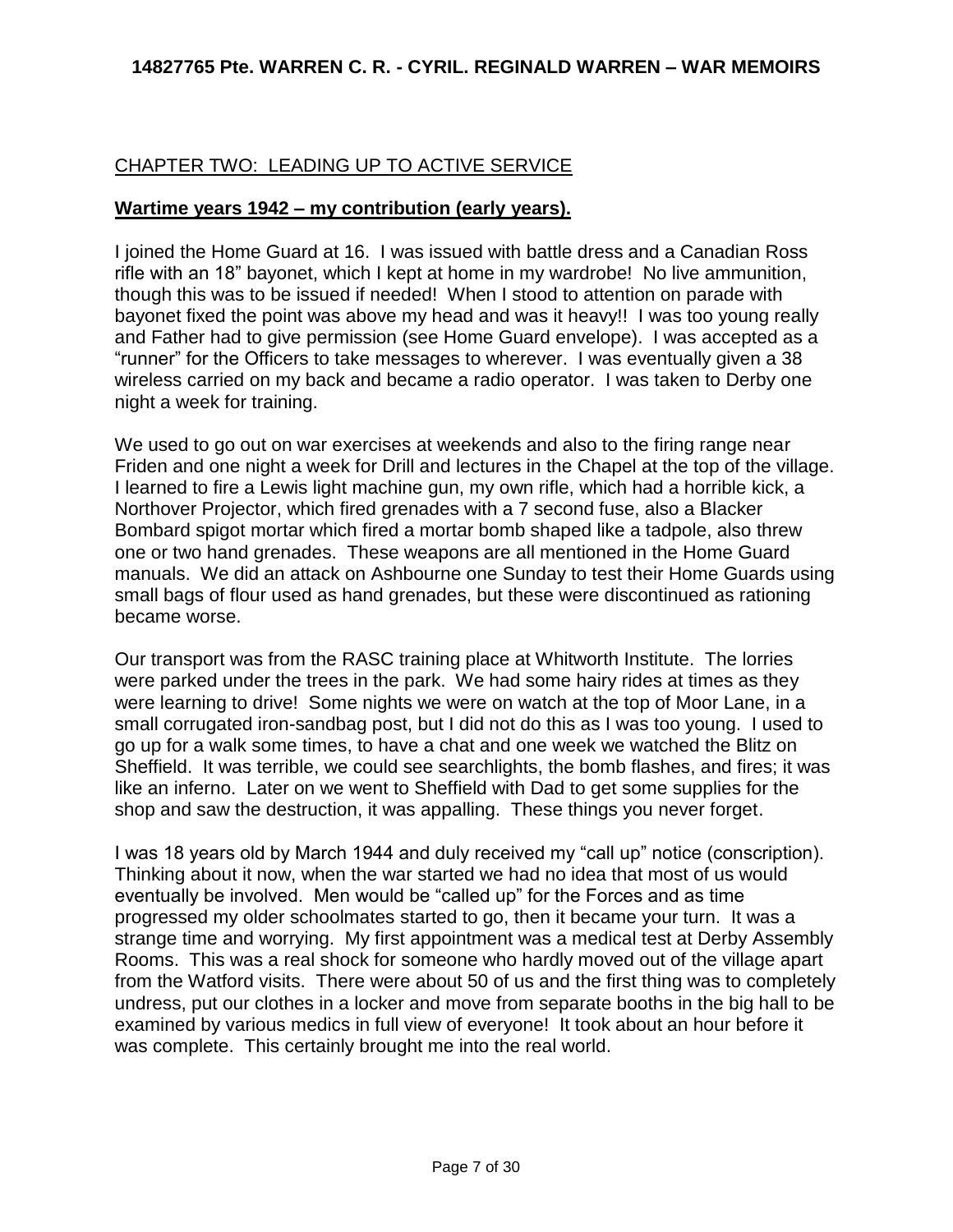## CHAPTER TWO: LEADING UP TO ACTIVE SERVICE

### Wartime years 1942 – my contribution (early years).

I joined the Home Guard at 16. I was issued with battle dress and a Canadian Ross rifle with an 18" bayonet, which I kept at home in my wardrobe! No live ammunition, though this was to be issued if needed! When I stood to attention on parade with bayonet fixed the point was above my head and was it heavy!! I was too young really and Father had to give permission (see Home Guard envelope). I was accepted as a "runner" for the Officers to take messages to wherever. I was eventually given a 38 wireless carried on my back and became a radio operator. I was taken to Derby one night a week for training.

We used to go out on war exercises at weekends and also to the firing range near Friden and one night a week for Drill and lectures in the Chapel at the top of the village. I learned to fire a Lewis light machine gun, my own rifle, which had a horrible kick, a Northover Projector, which fired grenades with a 7 second fuse, also a Blacker Bombard spigot mortar which fired a mortar bomb shaped like a tadpole, also threw one or two hand grenades. These weapons are all mentioned in the Home Guard manuals. We did an attack on Ashbourne one Sunday to test their Home Guards using small bags of flour used as hand grenades, but these were discontinued as rationing became worse.

Our transport was from the RASC training place at Whitworth Institute. The lorries were parked under the trees in the park. We had some hairy rides at times as they were learning to drive! Some nights we were on watch at the top of Moor Lane, in a small corrugated iron-sandbag post, but I did not do this as I was too young. I used to go up for a walk some times, to have a chat and one week we watched the Blitz on Sheffield. It was terrible, we could see searchlights, the bomb flashes, and fires; it was like an inferno. Later on we went to Sheffield with Dad to get some supplies for the shop and saw the destruction, it was appalling. These things you never forget.

I was 18 years old by March 1944 and duly received my "call up" notice (conscription). Thinking about it now, when the war started we had no idea that most of us would eventually be involved. Men would be "called up" for the Forces and as time progressed my older schoolmates started to go, then it became your turn. It was a strange time and worrying. My first appointment was a medical test at Derby Assembly Rooms. This was a real shock for someone who hardly moved out of the village apart from the Watford visits. There were about 50 of us and the first thing was to completely undress, put our clothes in a locker and move from separate booths in the big hall to be examined by various medics in full view of everyone! It took about an hour before it was complete. This certainly brought me into the real world.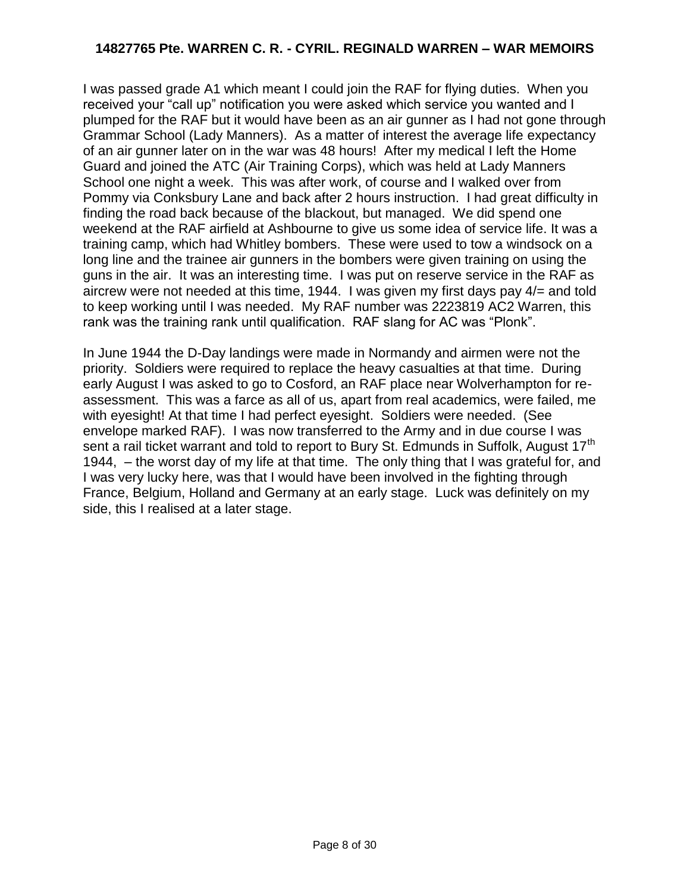I was passed grade A1 which meant I could join the RAF for flying duties. When you received your "call up" notification you were asked which service you wanted and I plumped for the RAF but it would have been as an air gunner as I had not gone through Grammar School (Lady Manners). As a matter of interest the average life expectancy of an air gunner later on in the war was 48 hours! After my medical I left the Home Guard and joined the ATC (Air Training Corps), which was held at Lady Manners School one night a week. This was after work, of course and I walked over from Pommy via Conksbury Lane and back after 2 hours instruction. I had great difficulty in finding the road back because of the blackout, but managed. We did spend one weekend at the RAF airfield at Ashbourne to give us some idea of service life. It was a training camp, which had Whitley bombers. These were used to tow a windsock on a long line and the trainee air gunners in the bombers were given training on using the guns in the air. It was an interesting time. I was put on reserve service in the RAF as aircrew were not needed at this time, 1944. I was given my first days pay 4/= and told to keep working until I was needed. My RAF number was 2223819 AC2 Warren, this rank was the training rank until qualification. RAF slang for AC was "Plonk".

In June 1944 the D-Day landings were made in Normandy and airmen were not the priority. Soldiers were required to replace the heavy casualties at that time. During early August I was asked to go to Cosford, an RAF place near Wolverhampton for re-assessment. This was a farce as all of us, apart from real academics, were failed, me with eyesight! At that time I had perfect eyesight. Soldiers were needed. (See envelope marked RAF). I was now transferred to the Army and in due course I was sent a rail ticket warrant and told to report to Bury St. Edmunds in Suffolk, August 17th 1944, – the worst day of my life at that time. The only thing that I was grateful for, and I was very lucky here, was that I would have been involved in the fighting through France, Belgium, Holland and Germany at an early stage. Luck was definitely on my side, this I realised at a later stage.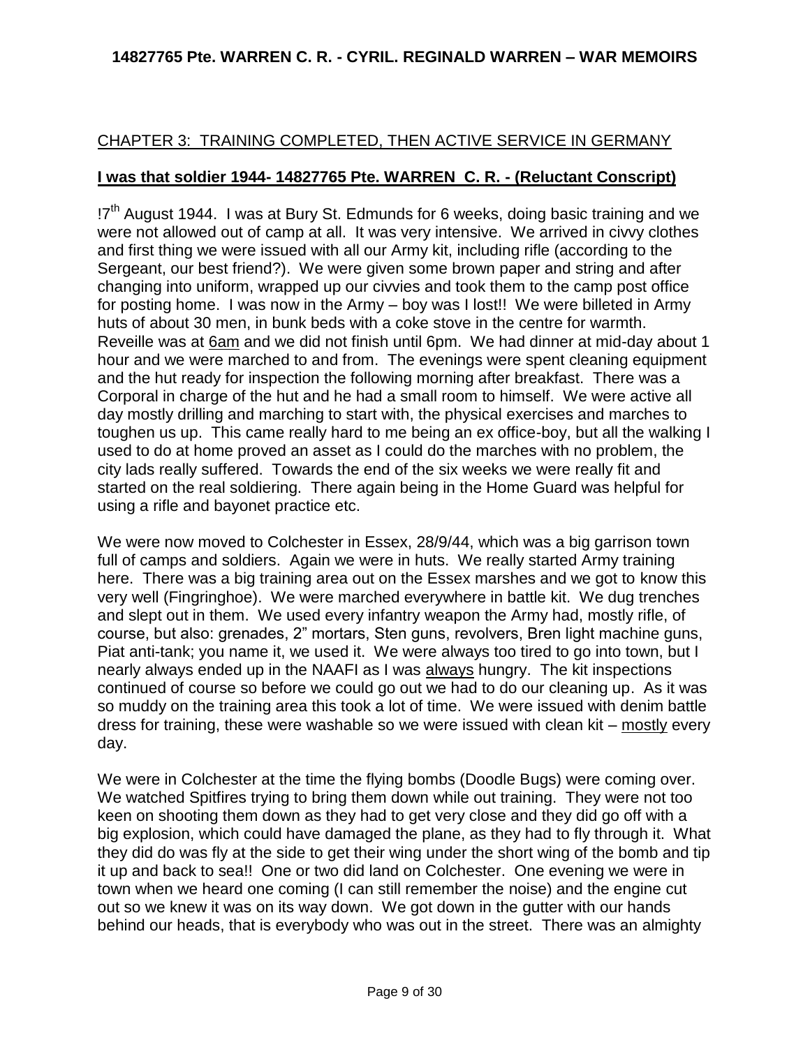CHAPTER 3: TRAINING COMPLETED, THEN ACTIVE SERVICE IN GERMANY

**I was that soldier 1944- 14827765 Pte. WARREN C. R. - (Reluctant Conscript)**

!7th August 1944. I was at Bury St. Edmunds for 6 weeks, doing basic training and we were not allowed out of camp at all. It was very intensive. We arrived in civvy clothes and first thing we were issued with all our Army kit, including rifle (according to the Sergeant, our best friend?). We were given some brown paper and string and after changing into uniform, wrapped up our civvies and took them to the camp post office for posting home. I was now in the Army – boy was I lost!! We were billeted in Army huts of about 30 men, in bunk beds with a coke stove in the centre for warmth. Reveille was at 6am and we did not finish until 6pm. We had dinner at mid-day about 1 hour and we were marched to and from. The evenings were spent cleaning equipment and the hut ready for inspection the following morning after breakfast. There was a Corporal in charge of the hut and he had a small room to himself. We were active all day mostly drilling and marching to start with, the physical exercises and marches to toughen us up. This came really hard to me being an ex office-boy, but all the walking I used to do at home proved an asset as I could do the marches with no problem, the city lads really suffered. Towards the end of the six weeks we were really fit and started on the real soldiering. There again being in the Home Guard was helpful for using a rifle and bayonet practice etc.

We were now moved to Colchester in Essex, 28/9/44, which was a big garrison town full of camps and soldiers. Again we were in huts. We really started Army training here. There was a big training area out on the Essex marshes and we got to know this very well (Fingringhoe). We were marched everywhere in battle kit. We dug trenches and slept out in them. We used every infantry weapon the Army had, mostly rifle, of course, but also: grenades, 2" mortars, Sten guns, revolvers, Bren light machine guns, Piat anti-tank; you name it, we used it. We were always too tired to go into town, but I nearly always ended up in the NAAFI as I was always hungry. The kit inspections continued of course so before we could go out we had to do our cleaning up. As it was so muddy on the training area this took a lot of time. We were issued with denim battle dress for training, these were washable so we were issued with clean kit – mostly every day.

We were in Colchester at the time the flying bombs (Doodle Bugs) were coming over. We watched Spitfires trying to bring them down while out training. They were not too keen on shooting them down as they had to get very close and they did go off with a big explosion, which could have damaged the plane, as they had to fly through it. What they did do was fly at the side to get their wing under the short wing of the bomb and tip it up and back to sea!! One or two did land on Colchester. One evening we were in town when we heard one coming (I can still remember the noise) and the engine cut out so we knew it was on its way down. We got down in the gutter with our hands behind our heads, that is everybody who was out in the street. There was an almighty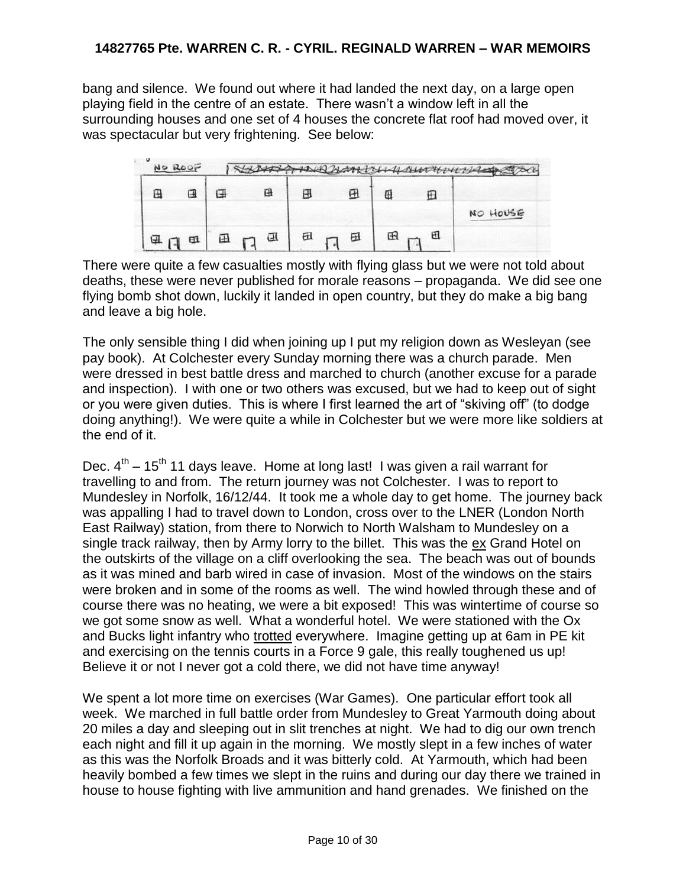bang and silence. We found out where it had landed the next day, on a large open playing field in the centre of an estate. There wasn't a window left in all the surrounding houses and one set of 4 houses the concrete flat roof had moved over, it was spectacular but very frightening. See below:

NO ROOF

NO HOUSE

There were quite a few casualties mostly with flying glass but we were not told about deaths, these were never published for morale reasons – propaganda. We did see one flying bomb shot down, luckily it landed in open country, but they do make a big bang and leave a big hole.

The only sensible thing I did when joining up I put my religion down as Wesleyan (see pay book). At Colchester every Sunday morning there was a church parade. Men were dressed in best battle dress and marched to church (another excuse for a parade and inspection). I with one or two others was excused, but we had to keep out of sight or you were given duties. This is where I first learned the art of "skiving off" (to dodge doing anything!). We were quite a while in Colchester but we were more like soldiers at the end of it.

Dec. 4th – 15th 11 days leave. Home at long last! I was given a rail warrant for travelling to and from. The return journey was not Colchester. I was to report to Mundesley in Norfolk, 16/12/44. It took me a whole day to get home. The journey back was appalling I had to travel down to London, cross over to the LNER (London North East Railway) station, from there to Norwich to North Walsham to Mundesley on a single track railway, then by Army lorry to the billet. This was the <u>ex</u> Grand Hotel on the outskirts of the village on a cliff overlooking the sea. The beach was out of bounds as it was mined and barb wired in case of invasion. Most of the windows on the stairs were broken and in some of the rooms as well. The wind howled through these and of course there was no heating, we were a bit exposed! This was wintertime of course so we got some snow as well. What a wonderful hotel. We were stationed with the Ox and Bucks light infantry who <u>trotted</u> everywhere. Imagine getting up at 6am in PE kit and exercising on the tennis courts in a Force 9 gale, this really toughened us up! Believe it or not I never got a cold there, we did not have time anyway!

We spent a lot more time on exercises (War Games). One particular effort took all week. We marched in full battle order from Mundesley to Great Yarmouth doing about 20 miles a day and sleeping out in slit trenches at night. We had to dig our own trench each night and fill it up again in the morning. We mostly slept in a few inches of water as this was the Norfolk Broads and it was bitterly cold. At Yarmouth, which had been heavily bombed a few times we slept in the ruins and during our day there we trained in house to house fighting with live ammunition and hand grenades. We finished on the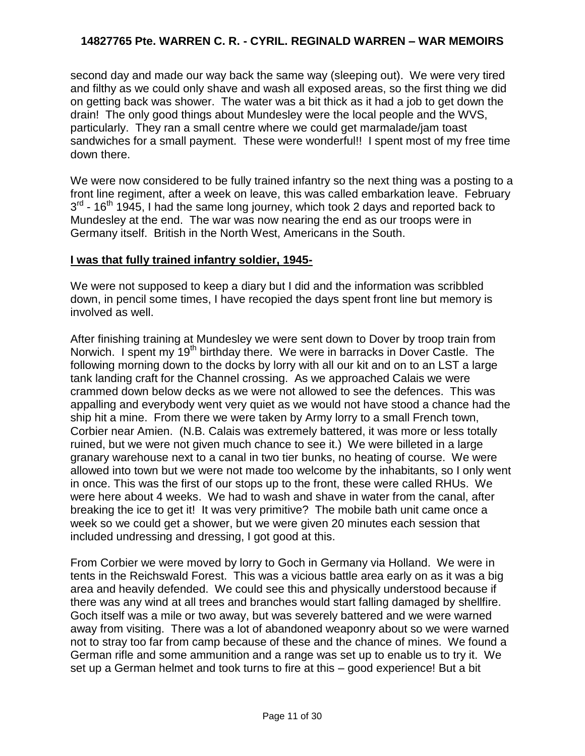second day and made our way back the same way (sleeping out). We were very tired and filthy as we could only shave and wash all exposed areas, so the first thing we did on getting back was shower. The water was a bit thick as it had a job to get down the drain! The only good things about Mundesley were the local people and the WVS, particularly. They ran a small centre where we could get marmalade/jam toast sandwiches for a small payment. These were wonderful!! I spent most of my free time down there.

We were now considered to be fully trained infantry so the next thing was a posting to a front line regiment, after a week on leave, this was called embarkation leave. February 3rd - 16th 1945, I had the same long journey, which took 2 days and reported back to Mundesley at the end. The war was now nearing the end as our troops were in Germany itself. British in the North West, Americans in the South.

**I was that fully trained infantry soldier, 1945-**

We were not supposed to keep a diary but I did and the information was scribbled down, in pencil some times, I have recopied the days spent front line but memory is involved as well.

After finishing training at Mundesley we were sent down to Dover by troop train from Norwich. I spent my 19th birthday there. We were in barracks in Dover Castle. The following morning down to the docks by lorry with all our kit and on to an LST a large tank landing craft for the Channel crossing. As we approached Calais we were crammed down below decks as we were not allowed to see the defences. This was appalling and everybody went very quiet as we would not have stood a chance had the ship hit a mine. From there we were taken by Army lorry to a small French town, Corbier near Amien. (N.B. Calais was extremely battered, it was more or less totally ruined, but we were not given much chance to see it.) We were billeted in a large granary warehouse next to a canal in two tier bunks, no heating of course. We were allowed into town but we were not made too welcome by the inhabitants, so I only went in once. This was the first of our stops up to the front, these were called RHUs. We were here about 4 weeks. We had to wash and shave in water from the canal, after breaking the ice to get it! It was very primitive? The mobile bath unit came once a week so we could get a shower, but we were given 20 minutes each session that included undressing and dressing, I got good at this.

From Corbier we were moved by lorry to Goch in Germany via Holland. We were in tents in the Reichswald Forest. This was a vicious battle area early on as it was a big area and heavily defended. We could see this and physically understood because if there was any wind at all trees and branches would start falling damaged by shellfire. Goch itself was a mile or two away, but was severely battered and we were warned away from visiting. There was a lot of abandoned weaponry about so we were warned not to stray too far from camp because of these and the chance of mines. We found a German rifle and some ammunition and a range was set up to enable us to try it. We set up a German helmet and took turns to fire at this – good experience! But a bit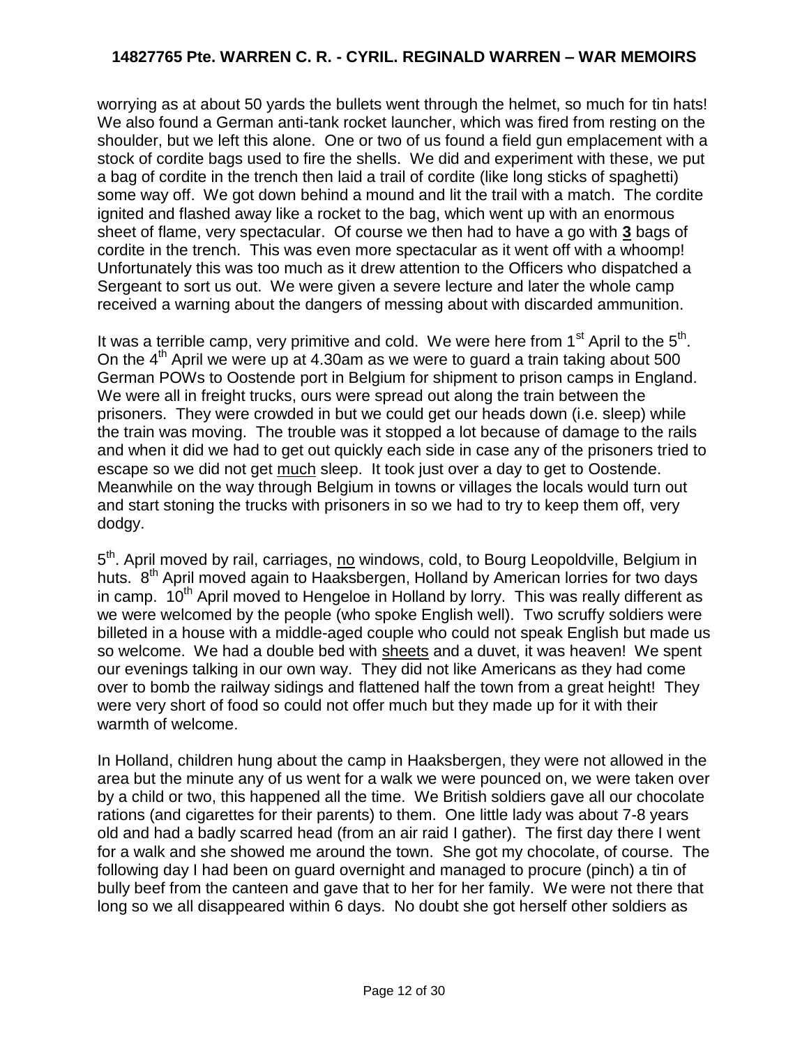worrying as at about 50 yards the bullets went through the helmet, so much for tin hats! We also found a German anti-tank rocket launcher, which was fired from resting on the shoulder, but we left this alone. One or two of us found a field gun emplacement with a stock of cordite bags used to fire the shells. We did and experiment with these, we put a bag of cordite in the trench then laid a trail of cordite (like long sticks of spaghetti) some way off. We got down behind a mound and lit the trail with a match. The cordite ignited and flashed away like a rocket to the bag, which went up with an enormous sheet of flame, very spectacular. Of course we then had to have a go with **3** bags of cordite in the trench. This was even more spectacular as it went off with a whoomp! Unfortunately this was too much as it drew attention to the Officers who dispatched a Sergeant to sort us out. We were given a severe lecture and later the whole camp received a warning about the dangers of messing about with discarded ammunition.

It was a terrible camp, very primitive and cold. We were here from 1st April to the 5th. On the 4th April we were up at 4.30am as we were to guard a train taking about 500 German POWs to Oostende port in Belgium for shipment to prison camps in England. We were all in freight trucks, ours were spread out along the train between the prisoners. They were crowded in but we could get our heads down (i.e. sleep) while the train was moving. The trouble was it stopped a lot because of damage to the rails and when it did we had to get out quickly each side in case any of the prisoners tried to escape so we did not get much sleep. It took just over a day to get to Oostende. Meanwhile on the way through Belgium in towns or villages the locals would turn out and start stoning the trucks with prisoners in so we had to try to keep them off, very dodgy.

5th. April moved by rail, carriages, no windows, cold, to Bourg Leopoldville, Belgium in huts. 8th April moved again to Haaksbergen, Holland by American lorries for two days in camp. 10th April moved to Hengeloe in Holland by lorry. This was really different as we were welcomed by the people (who spoke English well). Two scruffy soldiers were billeted in a house with a middle-aged couple who could not speak English but made us so welcome. We had a double bed with sheets and a duvet, it was heaven! We spent our evenings talking in our own way. They did not like Americans as they had come over to bomb the railway sidings and flattened half the town from a great height! They were very short of food so could not offer much but they made up for it with their warmth of welcome.

In Holland, children hung about the camp in Haaksbergen, they were not allowed in the area but the minute any of us went for a walk we were pounced on, we were taken over by a child or two, this happened all the time. We British soldiers gave all our chocolate rations (and cigarettes for their parents) to them. One little lady was about 7-8 years old and had a badly scarred head (from an air raid I gather). The first day there I went for a walk and she showed me around the town. She got my chocolate, of course. The following day I had been on guard overnight and managed to procure (pinch) a tin of bully beef from the canteen and gave that to her for her family. We were not there that long so we all disappeared within 6 days. No doubt she got herself other soldiers as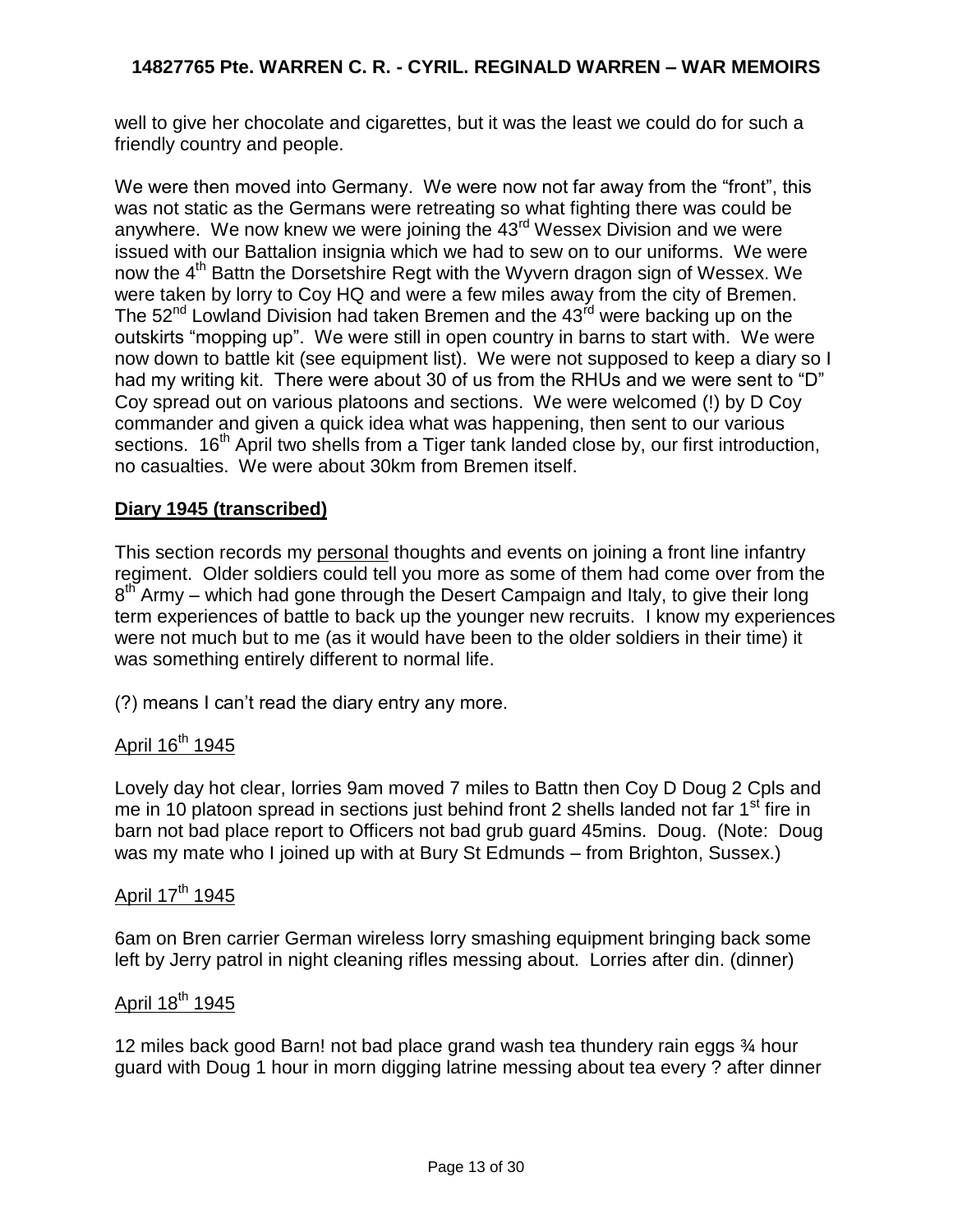well to give her chocolate and cigarettes, but it was the least we could do for such a friendly country and people.

We were then moved into Germany. We were now not far away from the "front", this was not static as the Germans were retreating so what fighting there was could be anywhere. We now knew we were joining the 43rd Wessex Division and we were issued with our Battalion insignia which we had to sew on to our uniforms. We were now the 4th Battn the Dorsetshire Regt with the Wyvern dragon sign of Wessex. We were taken by lorry to Coy HQ and were a few miles away from the city of Bremen. The 52nd Lowland Division had taken Bremen and the 43rd were backing up on the outskirts "mopping up". We were still in open country in barns to start with. We were now down to battle kit (see equipment list). We were not supposed to keep a diary so I had my writing kit. There were about 30 of us from the RHUs and we were sent to "D" Coy spread out on various platoons and sections. We were welcomed (!) by D Coy commander and given a quick idea what was happening, then sent to our various sections. 16th April two shells from a Tiger tank landed close by, our first introduction, no casualties. We were about 30km from Bremen itself.

## Diary 1945 (transcribed)

This section records my personal thoughts and events on joining a front line infantry regiment. Older soldiers could tell you more as some of them had come over from the 8th Army – which had gone through the Desert Campaign and Italy, to give their long term experiences of battle to back up the younger new recruits. I know my experiences were not much but to me (as it would have been to the older soldiers in their time) it was something entirely different to normal life.

(?) means I can't read the diary entry any more.

### April 16th 1945

Lovely day hot clear, lorries 9am moved 7 miles to Battn then Coy D Doug 2 Cpls and me in 10 platoon spread in sections just behind front 2 shells landed not far 1st fire in barn not bad place report to Officers not bad grub guard 45mins. Doug. (Note: Doug was my mate who I joined up with at Bury St Edmunds – from Brighton, Sussex.)

### April 17th 1945

6am on Bren carrier German wireless lorry smashing equipment bringing back some left by Jerry patrol in night cleaning rifles messing about. Lorries after din. (dinner)

### April 18th 1945

12 miles back good Barn! not bad place grand wash tea thundery rain eggs ¾ hour guard with Doug 1 hour in morn digging latrine messing about tea every ? after dinner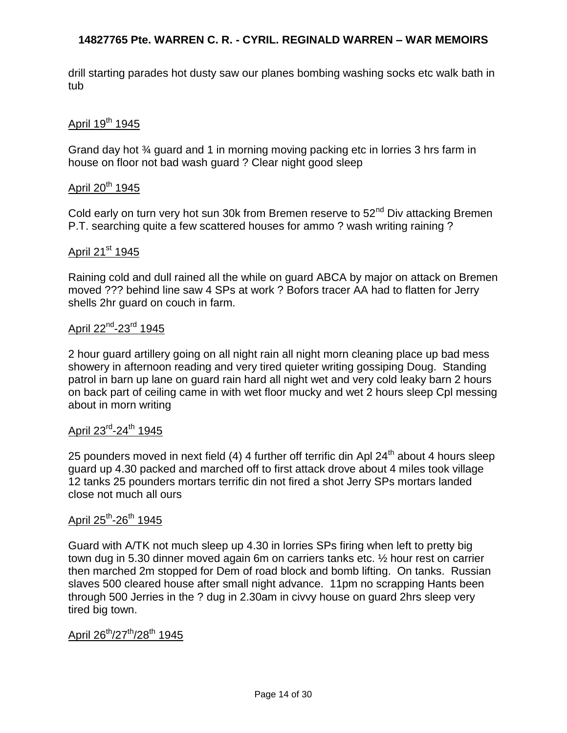drill starting parades hot dusty saw our planes bombing washing socks etc walk bath in tub

April 19th 1945

Grand day hot ¾ guard and 1 in morning moving packing etc in lorries 3 hrs farm in house on floor not bad wash guard ? Clear night good sleep

April 20th 1945

Cold early on turn very hot sun 30k from Bremen reserve to 52nd Div attacking Bremen P.T. searching quite a few scattered houses for ammo ? wash writing raining ?

April 21st 1945

Raining cold and dull rained all the while on guard ABCA by major on attack on Bremen moved ??? behind line saw 4 SPs at work ? Bofors tracer AA had to flatten for Jerry shells 2hr guard on couch in farm.

April 22nd-23rd 1945

2 hour guard artillery going on all night rain all night morn cleaning place up bad mess showery in afternoon reading and very tired quieter writing gossiping Doug. Standing patrol in barn up lane on guard rain hard all night wet and very cold leaky barn 2 hours on back part of ceiling came in with wet floor mucky and wet 2 hours sleep Cpl messing about in morn writing

April 23rd-24th 1945

25 pounders moved in next field (4) 4 further off terrific din Apl 24th about 4 hours sleep guard up 4.30 packed and marched off to first attack drove about 4 miles took village 12 tanks 25 pounders mortars terrific din not fired a shot Jerry SPs mortars landed close not much all ours

April 25th-26th 1945

Guard with A/TK not much sleep up 4.30 in lorries SPs firing when left to pretty big town dug in 5.30 dinner moved again 6m on carriers tanks etc. ½ hour rest on carrier then marched 2m stopped for Dem of road block and bomb lifting. On tanks. Russian slaves 500 cleared house after small night advance. 11pm no scrapping Hants been through 500 Jerries in the ? dug in 2.30am in civvy house on guard 2hrs sleep very tired big town.

April 26th/27th/28th 1945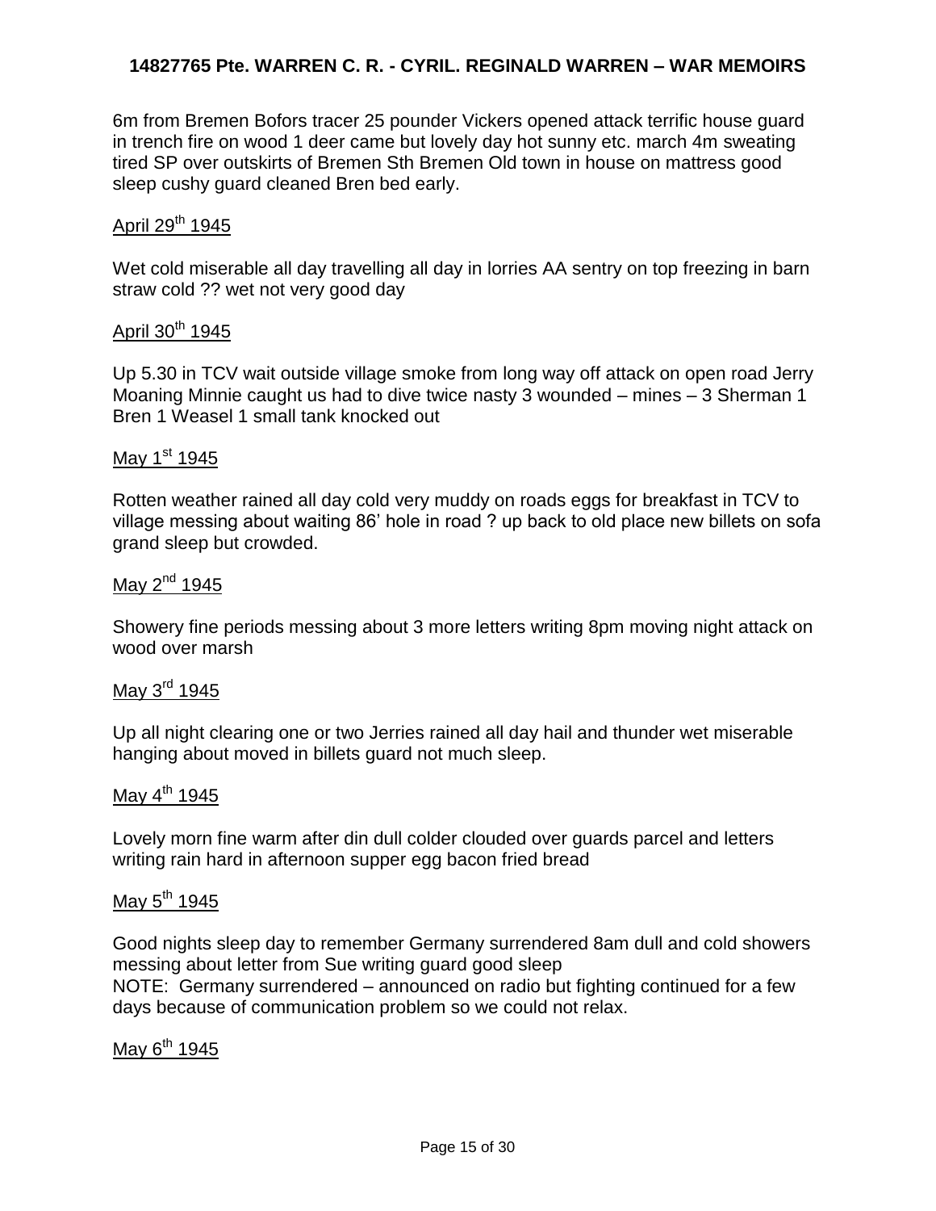6m from Bremen Bofors tracer 25 pounder Vickers opened attack terrific house guard in trench fire on wood 1 deer came but lovely day hot sunny etc. march 4m sweating tired SP over outskirts of Bremen Sth Bremen Old town in house on mattress good sleep cushy guard cleaned Bren bed early.

April 29th 1945

Wet cold miserable all day travelling all day in lorries AA sentry on top freezing in barn straw cold ?? wet not very good day

April 30th 1945

Up 5.30 in TCV wait outside village smoke from long way off attack on open road Jerry Moaning Minnie caught us had to dive twice nasty 3 wounded – mines – 3 Sherman 1 Bren 1 Weasel 1 small tank knocked out

May 1st 1945

Rotten weather rained all day cold very muddy on roads eggs for breakfast in TCV to village messing about waiting 86' hole in road ? up back to old place new billets on sofa grand sleep but crowded.

May 2nd 1945

Showery fine periods messing about 3 more letters writing 8pm moving night attack on wood over marsh

May 3rd 1945

Up all night clearing one or two Jerries rained all day hail and thunder wet miserable hanging about moved in billets guard not much sleep.

May 4th 1945

Lovely morn fine warm after din dull colder clouded over guards parcel and letters writing rain hard in afternoon supper egg bacon fried bread

May 5th 1945

Good nights sleep day to remember Germany surrendered 8am dull and cold showers messing about letter from Sue writing guard good sleep
NOTE: Germany surrendered – announced on radio but fighting continued for a few days because of communication problem so we could not relax.

May 6th 1945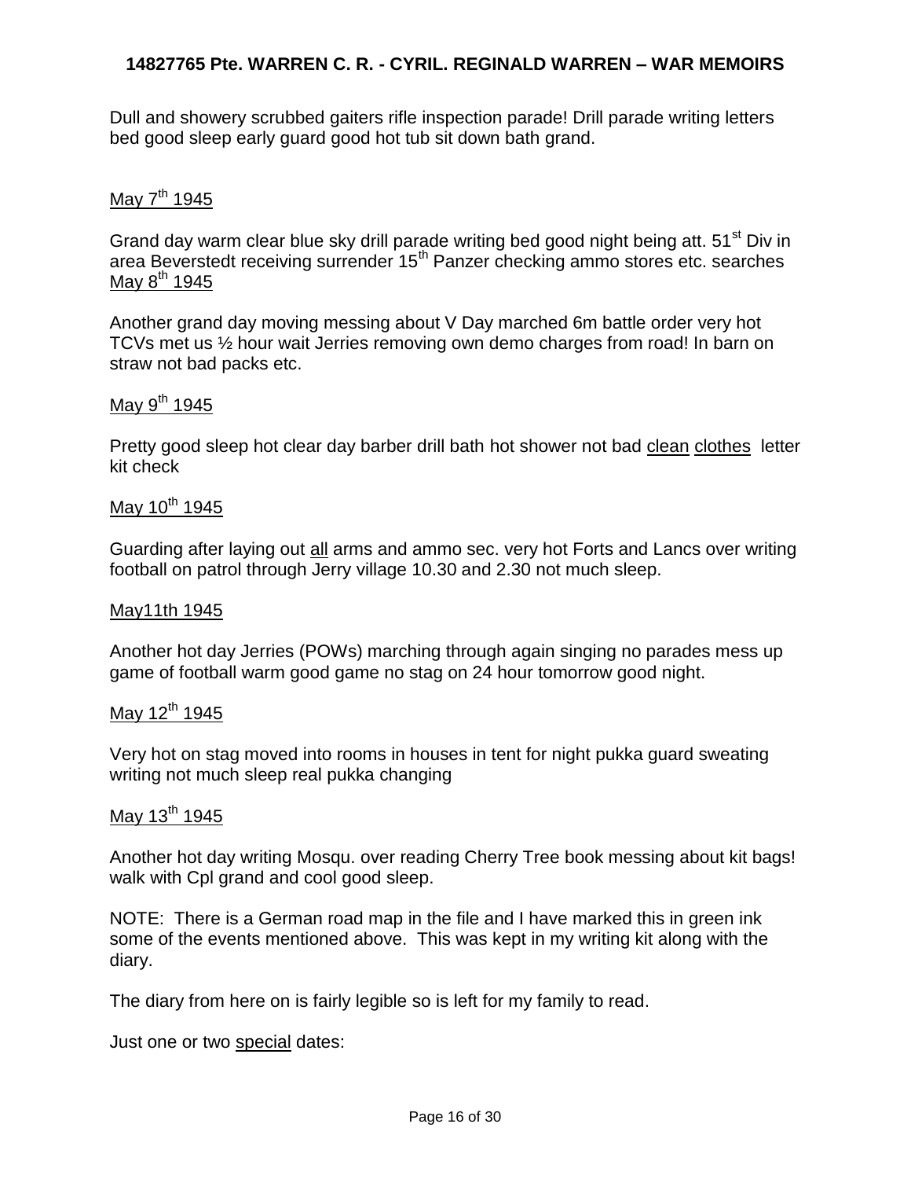Dull and showery scrubbed gaiters rifle inspection parade! Drill parade writing letters bed good sleep early guard good hot tub sit down bath grand.

<u>May 7th 1945</u>

Grand day warm clear blue sky drill parade writing bed good night being att. 51st Div in area Beverstedt receiving surrender 15th Panzer checking ammo stores etc. searches

<u>May 8th 1945</u>

Another grand day moving messing about V Day marched 6m battle order very hot TCVs met us ½ hour wait Jerries removing own demo charges from road! In barn on straw not bad packs etc.

<u>May 9th 1945</u>

Pretty good sleep hot clear day barber drill bath hot shower not bad <u>clean</u> <u>clothes</u> letter kit check

<u>May 10th 1945</u>

Guarding after laying out <u>all</u> arms and ammo sec. very hot Forts and Lancs over writing football on patrol through Jerry village 10.30 and 2.30 not much sleep.

<u>May11th 1945</u>

Another hot day Jerries (POWs) marching through again singing no parades mess up game of football warm good game no stag on 24 hour tomorrow good night.

<u>May 12th 1945</u>

Very hot on stag moved into rooms in houses in tent for night pukka guard sweating writing not much sleep real pukka changing

<u>May 13th 1945</u>

Another hot day writing Mosqu. over reading Cherry Tree book messing about kit bags! walk with Cpl grand and cool good sleep.

NOTE: There is a German road map in the file and I have marked this in green ink some of the events mentioned above. This was kept in my writing kit along with the diary.

The diary from here on is fairly legible so is left for my family to read.

Just one or two <u>special</u> dates: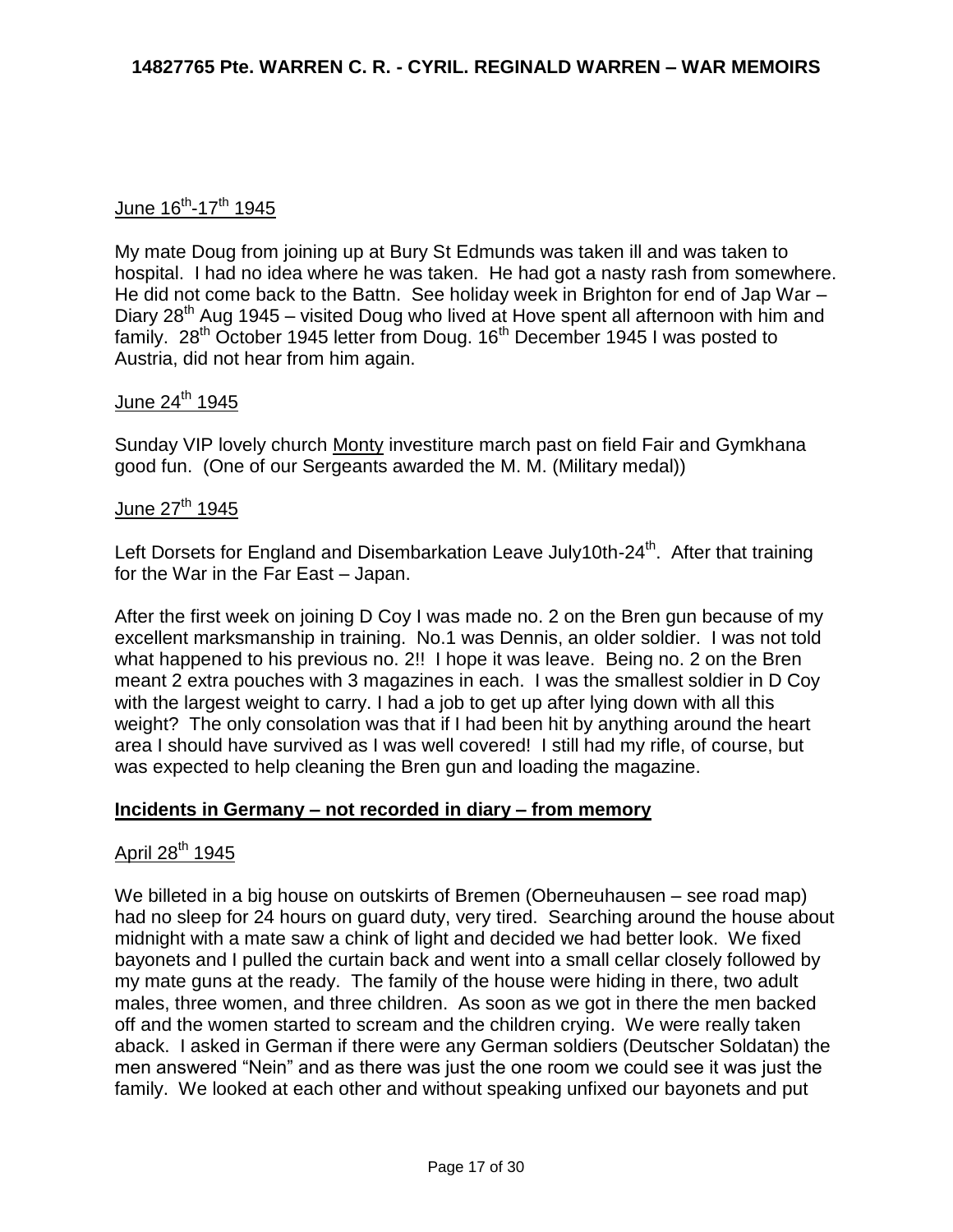June 16th-17th 1945

My mate Doug from joining up at Bury St Edmunds was taken ill and was taken to hospital. I had no idea where he was taken. He had got a nasty rash from somewhere. He did not come back to the Battn. See holiday week in Brighton for end of Jap War – Diary 28th Aug 1945 – visited Doug who lived at Hove spent all afternoon with him and family. 28th October 1945 letter from Doug. 16th December 1945 I was posted to Austria, did not hear from him again.

June 24th 1945

Sunday VIP lovely church Monty investiture march past on field Fair and Gymkhana good fun. (One of our Sergeants awarded the M. M. (Military medal))

June 27th 1945

Left Dorsets for England and Disembarkation Leave July10th-24th. After that training for the War in the Far East – Japan.

After the first week on joining D Coy I was made no. 2 on the Bren gun because of my excellent marksmanship in training. No.1 was Dennis, an older soldier. I was not told what happened to his previous no. 2!! I hope it was leave. Being no. 2 on the Bren meant 2 extra pouches with 3 magazines in each. I was the smallest soldier in D Coy with the largest weight to carry. I had a job to get up after lying down with all this weight? The only consolation was that if I had been hit by anything around the heart area I should have survived as I was well covered! I still had my rifle, of course, but was expected to help cleaning the Bren gun and loading the magazine.

## Incidents in Germany – not recorded in diary – from memory

April 28th 1945

We billeted in a big house on outskirts of Bremen (Oberneuhausen – see road map) had no sleep for 24 hours on guard duty, very tired. Searching around the house about midnight with a mate saw a chink of light and decided we had better look. We fixed bayonets and I pulled the curtain back and went into a small cellar closely followed by my mate guns at the ready. The family of the house were hiding in there, two adult males, three women, and three children. As soon as we got in there the men backed off and the women started to scream and the children crying. We were really taken aback. I asked in German if there were any German soldiers (Deutscher Soldatan) the men answered "Nein" and as there was just the one room we could see it was just the family. We looked at each other and without speaking unfixed our bayonets and put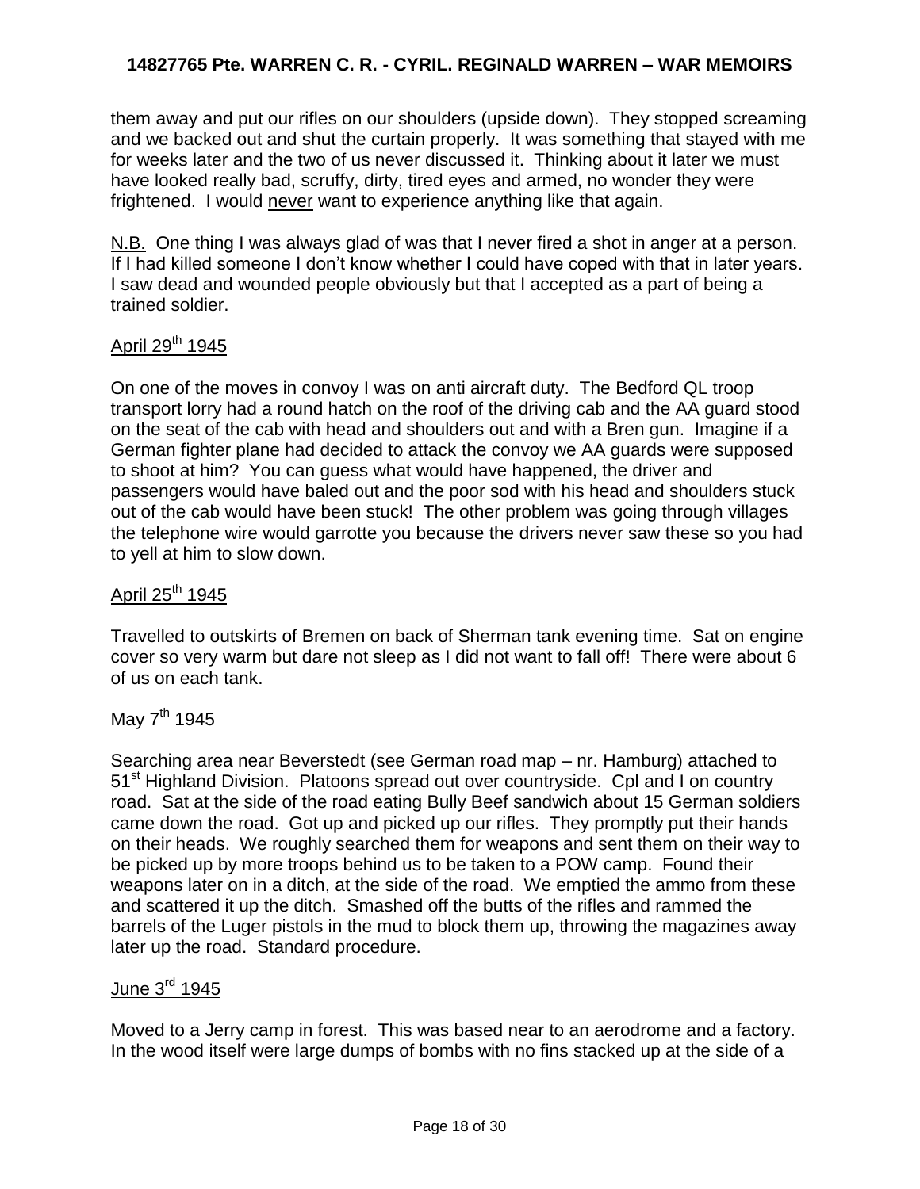them away and put our rifles on our shoulders (upside down). They stopped screaming and we backed out and shut the curtain properly. It was something that stayed with me for weeks later and the two of us never discussed it. Thinking about it later we must have looked really bad, scruffy, dirty, tired eyes and armed, no wonder they were frightened. I would never want to experience anything like that again.

N.B. One thing I was always glad of was that I never fired a shot in anger at a person. If I had killed someone I don't know whether I could have coped with that in later years. I saw dead and wounded people obviously but that I accepted as a part of being a trained soldier.

April 29th 1945

On one of the moves in convoy I was on anti aircraft duty. The Bedford QL troop transport lorry had a round hatch on the roof of the driving cab and the AA guard stood on the seat of the cab with head and shoulders out and with a Bren gun. Imagine if a German fighter plane had decided to attack the convoy we AA guards were supposed to shoot at him? You can guess what would have happened, the driver and passengers would have baled out and the poor sod with his head and shoulders stuck out of the cab would have been stuck! The other problem was going through villages the telephone wire would garrotte you because the drivers never saw these so you had to yell at him to slow down.

April 25th 1945

Travelled to outskirts of Bremen on back of Sherman tank evening time. Sat on engine cover so very warm but dare not sleep as I did not want to fall off! There were about 6 of us on each tank.

May 7th 1945

Searching area near Beverstedt (see German road map – nr. Hamburg) attached to 51st Highland Division. Platoons spread out over countryside. Cpl and I on country road. Sat at the side of the road eating Bully Beef sandwich about 15 German soldiers came down the road. Got up and picked up our rifles. They promptly put their hands on their heads. We roughly searched them for weapons and sent them on their way to be picked up by more troops behind us to be taken to a POW camp. Found their weapons later on in a ditch, at the side of the road. We emptied the ammo from these and scattered it up the ditch. Smashed off the butts of the rifles and rammed the barrels of the Luger pistols in the mud to block them up, throwing the magazines away later up the road. Standard procedure.

June 3rd 1945

Moved to a Jerry camp in forest. This was based near to an aerodrome and a factory. In the wood itself were large dumps of bombs with no fins stacked up at the side of a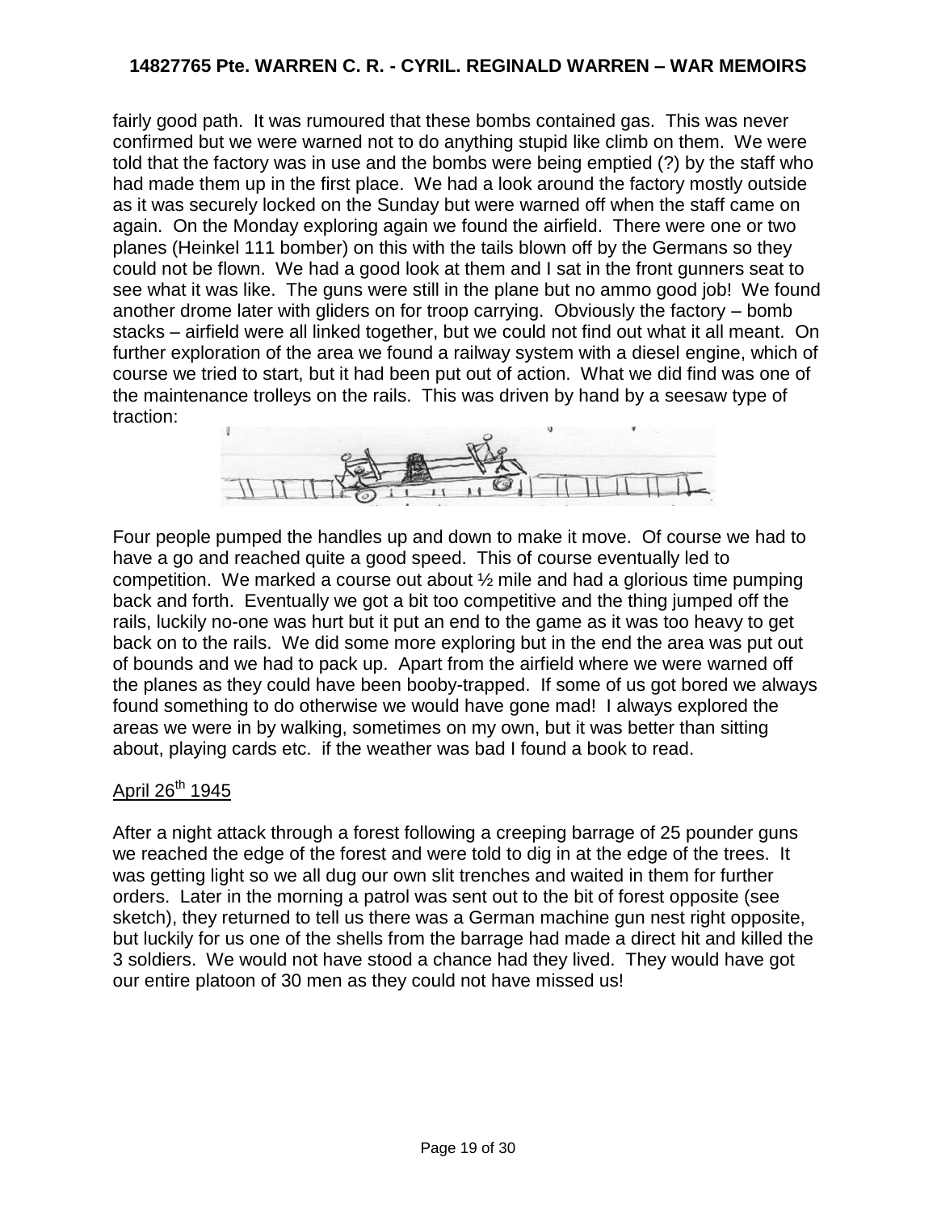fairly good path. It was rumoured that these bombs contained gas. This was never confirmed but we were warned not to do anything stupid like climb on them. We were told that the factory was in use and the bombs were being emptied (?) by the staff who had made them up in the first place. We had a look around the factory mostly outside as it was securely locked on the Sunday but were warned off when the staff came on again. On the Monday exploring again we found the airfield. There were one or two planes (Heinkel 111 bomber) on this with the tails blown off by the Germans so they could not be flown. We had a good look at them and I sat in the front gunners seat to see what it was like. The guns were still in the plane but no ammo good job! We found another drome later with gliders on for troop carrying. Obviously the factory – bomb stacks – airfield were all linked together, but we could not find out what it all meant. On further exploration of the area we found a railway system with a diesel engine, which of course we tried to start, but it had been put out of action. What we did find was one of the maintenance trolleys on the rails. This was driven by hand by a seesaw type of traction:

Four people pumped the handles up and down to make it move. Of course we had to have a go and reached quite a good speed. This of course eventually led to competition. We marked a course out about ½ mile and had a glorious time pumping back and forth. Eventually we got a bit too competitive and the thing jumped off the rails, luckily no-one was hurt but it put an end to the game as it was too heavy to get back on to the rails. We did some more exploring but in the end the area was put out of bounds and we had to pack up. Apart from the airfield where we were warned off the planes as they could have been booby-trapped. If some of us got bored we always found something to do otherwise we would have gone mad! I always explored the areas we were in by walking, sometimes on my own, but it was better than sitting about, playing cards etc. if the weather was bad I found a book to read.

<u>April 26th 1945</u>

After a night attack through a forest following a creeping barrage of 25 pounder guns we reached the edge of the forest and were told to dig in at the edge of the trees. It was getting light so we all dug our own slit trenches and waited in them for further orders. Later in the morning a patrol was sent out to the bit of forest opposite (see sketch), they returned to tell us there was a German machine gun nest right opposite, but luckily for us one of the shells from the barrage had made a direct hit and killed the 3 soldiers. We would not have stood a chance had they lived. They would have got our entire platoon of 30 men as they could not have missed us!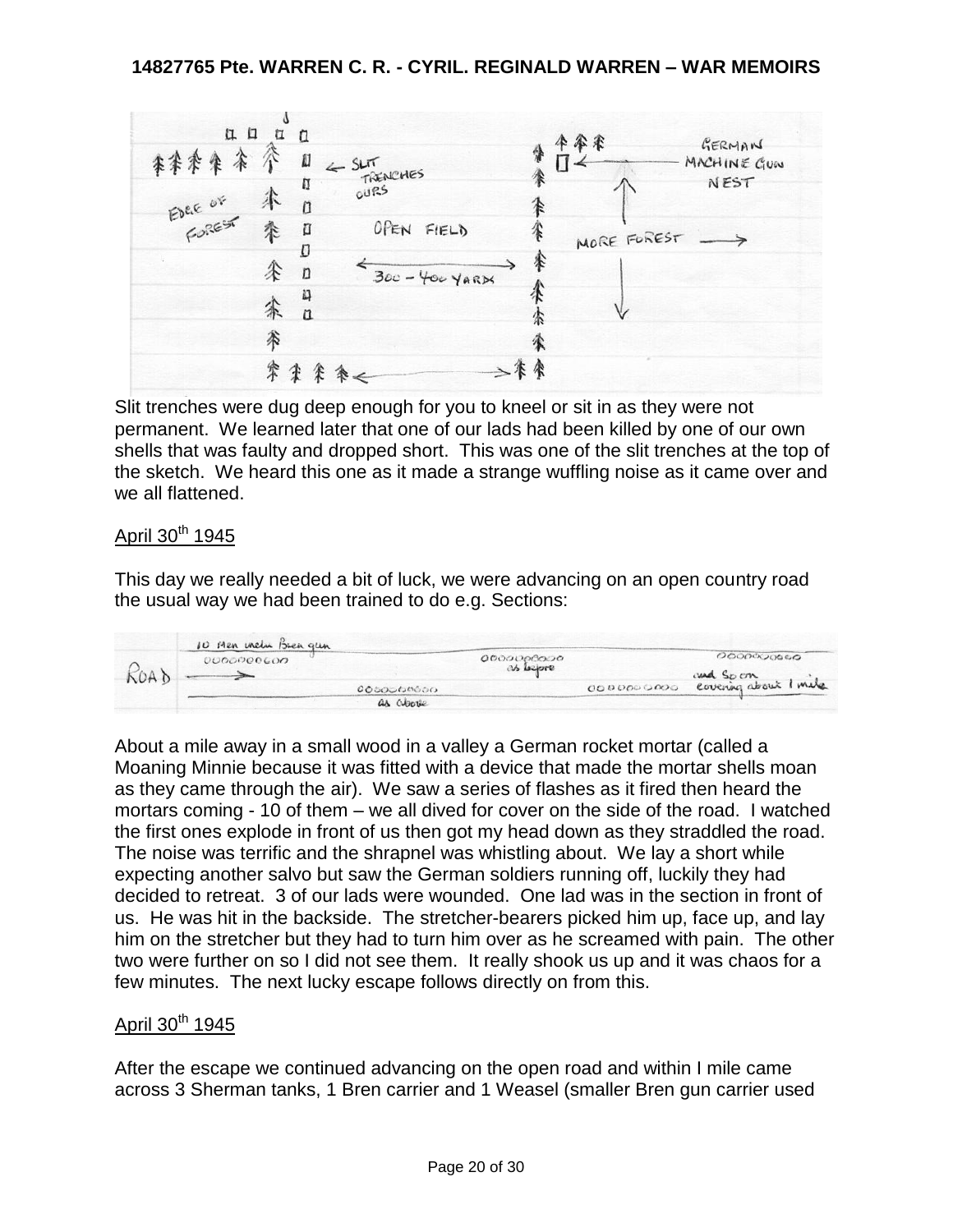Slit trenches were dug deep enough for you to kneel or sit in as they were not permanent. We learned later that one of our lads had been killed by one of our own shells that was faulty and dropped short. This was one of the slit trenches at the top of the sketch. We heard this one as it made a strange wuffling noise as it came over and we all flattened.

## April 30th 1945

This day we really needed a bit of luck, we were advancing on an open country road the usual way we had been trained to do e.g. Sections:

About a mile away in a small wood in a valley a German rocket mortar (called a Moaning Minnie because it was fitted with a device that made the mortar shells moan as they came through the air). We saw a series of flashes as it fired then heard the mortars coming - 10 of them – we all dived for cover on the side of the road. I watched the first ones explode in front of us then got my head down as they straddled the road. The noise was terrific and the shrapnel was whistling about. We lay a short while expecting another salvo but saw the German soldiers running off, luckily they had decided to retreat. 3 of our lads were wounded. One lad was in the section in front of us. He was hit in the backside. The stretcher-bearers picked him up, face up, and lay him on the stretcher but they had to turn him over as he screamed with pain. The other two were further on so I did not see them. It really shook us up and it was chaos for a few minutes. The next lucky escape follows directly on from this.

## April 30th 1945

After the escape we continued advancing on the open road and within I mile came across 3 Sherman tanks, 1 Bren carrier and 1 Weasel (smaller Bren gun carrier used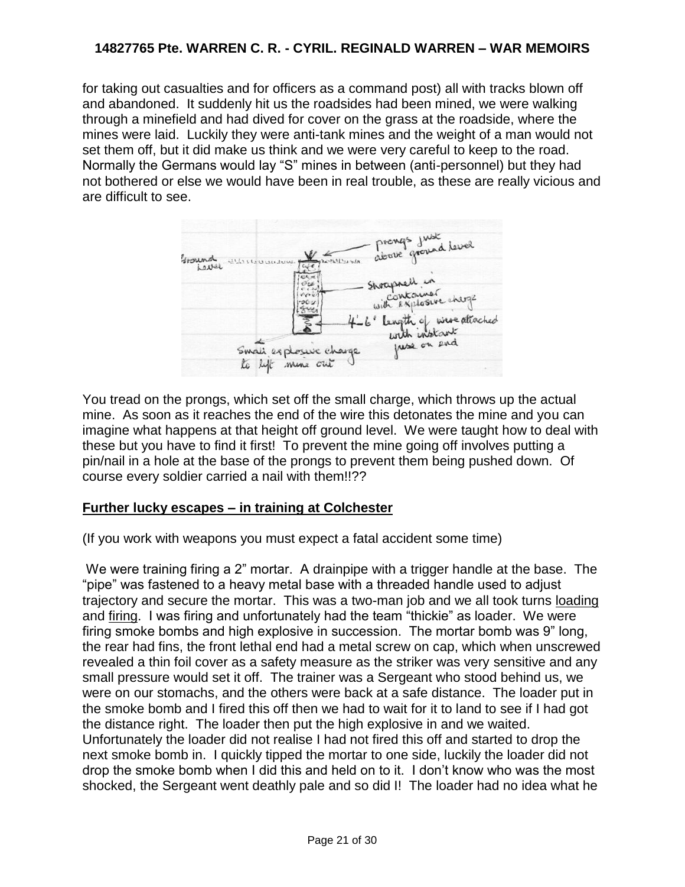for taking out casualties and for officers as a command post) all with tracks blown off and abandoned. It suddenly hit us the roadsides had been mined, we were walking through a minefield and had dived for cover on the grass at the roadside, where the mines were laid. Luckily they were anti-tank mines and the weight of a man would not set them off, but it did make us think and we were very careful to keep to the road. Normally the Germans would lay "S" mines in between (anti-personnel) but they had not bothered or else we would have been in real trouble, as these are really vicious and are difficult to see.

Ground Level — prongs just above ground level

Shrapnell in container with explosive charge

4'-6' length of wire attached with instant fuse on end

Small explosive charge to lift mine out

You tread on the prongs, which set off the small charge, which throws up the actual mine. As soon as it reaches the end of the wire this detonates the mine and you can imagine what happens at that height off ground level. We were taught how to deal with these but you have to find it first! To prevent the mine going off involves putting a pin/nail in a hole at the base of the prongs to prevent them being pushed down. Of course every soldier carried a nail with them!!??

## Further lucky escapes – in training at Colchester

(If you work with weapons you must expect a fatal accident some time)

We were training firing a 2" mortar. A drainpipe with a trigger handle at the base. The "pipe" was fastened to a heavy metal base with a threaded handle used to adjust trajectory and secure the mortar. This was a two-man job and we all took turns loading and firing. I was firing and unfortunately had the team "thickie" as loader. We were firing smoke bombs and high explosive in succession. The mortar bomb was 9" long, the rear had fins, the front lethal end had a metal screw on cap, which when unscrewed revealed a thin foil cover as a safety measure as the striker was very sensitive and any small pressure would set it off. The trainer was a Sergeant who stood behind us, we were on our stomachs, and the others were back at a safe distance. The loader put in the smoke bomb and I fired this off then we had to wait for it to land to see if I had got the distance right. The loader then put the high explosive in and we waited. Unfortunately the loader did not realise I had not fired this off and started to drop the next smoke bomb in. I quickly tipped the mortar to one side, luckily the loader did not drop the smoke bomb when I did this and held on to it. I don't know who was the most shocked, the Sergeant went deathly pale and so did I! The loader had no idea what he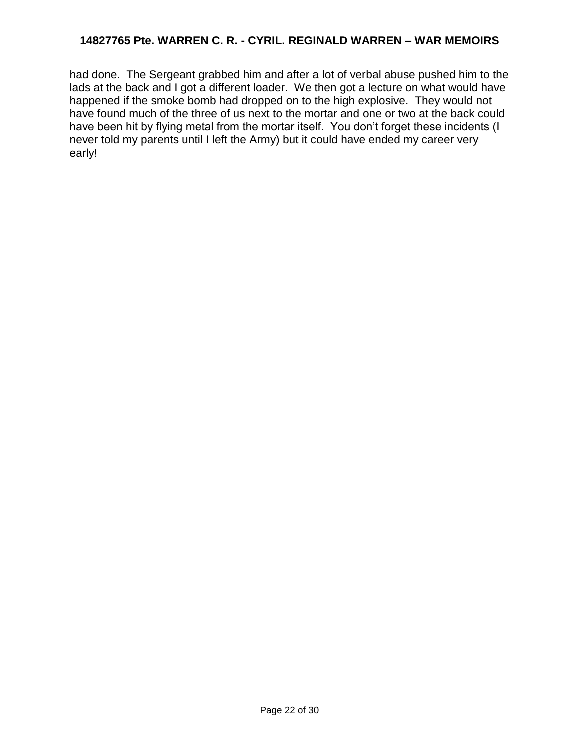had done. The Sergeant grabbed him and after a lot of verbal abuse pushed him to the lads at the back and I got a different loader. We then got a lecture on what would have happened if the smoke bomb had dropped on to the high explosive. They would not have found much of the three of us next to the mortar and one or two at the back could have been hit by flying metal from the mortar itself. You don't forget these incidents (I never told my parents until I left the Army) but it could have ended my career very early!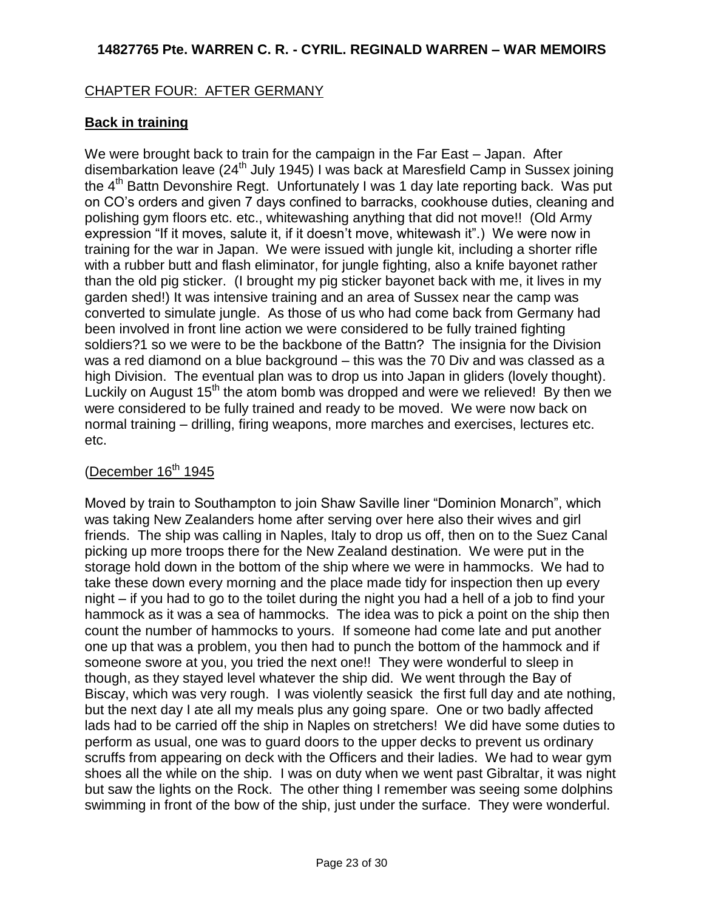CHAPTER FOUR: AFTER GERMANY

**Back in training**

We were brought back to train for the campaign in the Far East – Japan. After disembarkation leave (24th July 1945) I was back at Maresfield Camp in Sussex joining the 4th Battn Devonshire Regt. Unfortunately I was 1 day late reporting back. Was put on CO's orders and given 7 days confined to barracks, cookhouse duties, cleaning and polishing gym floors etc. etc., whitewashing anything that did not move!! (Old Army expression "If it moves, salute it, if it doesn't move, whitewash it".) We were now in training for the war in Japan. We were issued with jungle kit, including a shorter rifle with a rubber butt and flash eliminator, for jungle fighting, also a knife bayonet rather than the old pig sticker. (I brought my pig sticker bayonet back with me, it lives in my garden shed!) It was intensive training and an area of Sussex near the camp was converted to simulate jungle. As those of us who had come back from Germany had been involved in front line action we were considered to be fully trained fighting soldiers?1 so we were to be the backbone of the Battn? The insignia for the Division was a red diamond on a blue background – this was the 70 Div and was classed as a high Division. The eventual plan was to drop us into Japan in gliders (lovely thought). Luckily on August 15th the atom bomb was dropped and were we relieved! By then we were considered to be fully trained and ready to be moved. We were now back on normal training – drilling, firing weapons, more marches and exercises, lectures etc. etc.

(December 16th 1945

Moved by train to Southampton to join Shaw Saville liner "Dominion Monarch", which was taking New Zealanders home after serving over here also their wives and girl friends. The ship was calling in Naples, Italy to drop us off, then on to the Suez Canal picking up more troops there for the New Zealand destination. We were put in the storage hold down in the bottom of the ship where we were in hammocks. We had to take these down every morning and the place made tidy for inspection then up every night – if you had to go to the toilet during the night you had a hell of a job to find your hammock as it was a sea of hammocks. The idea was to pick a point on the ship then count the number of hammocks to yours. If someone had come late and put another one up that was a problem, you then had to punch the bottom of the hammock and if someone swore at you, you tried the next one!! They were wonderful to sleep in though, as they stayed level whatever the ship did. We went through the Bay of Biscay, which was very rough. I was violently seasick the first full day and ate nothing, but the next day I ate all my meals plus any going spare. One or two badly affected lads had to be carried off the ship in Naples on stretchers! We did have some duties to perform as usual, one was to guard doors to the upper decks to prevent us ordinary scruffs from appearing on deck with the Officers and their ladies. We had to wear gym shoes all the while on the ship. I was on duty when we went past Gibraltar, it was night but saw the lights on the Rock. The other thing I remember was seeing some dolphins swimming in front of the bow of the ship, just under the surface. They were wonderful.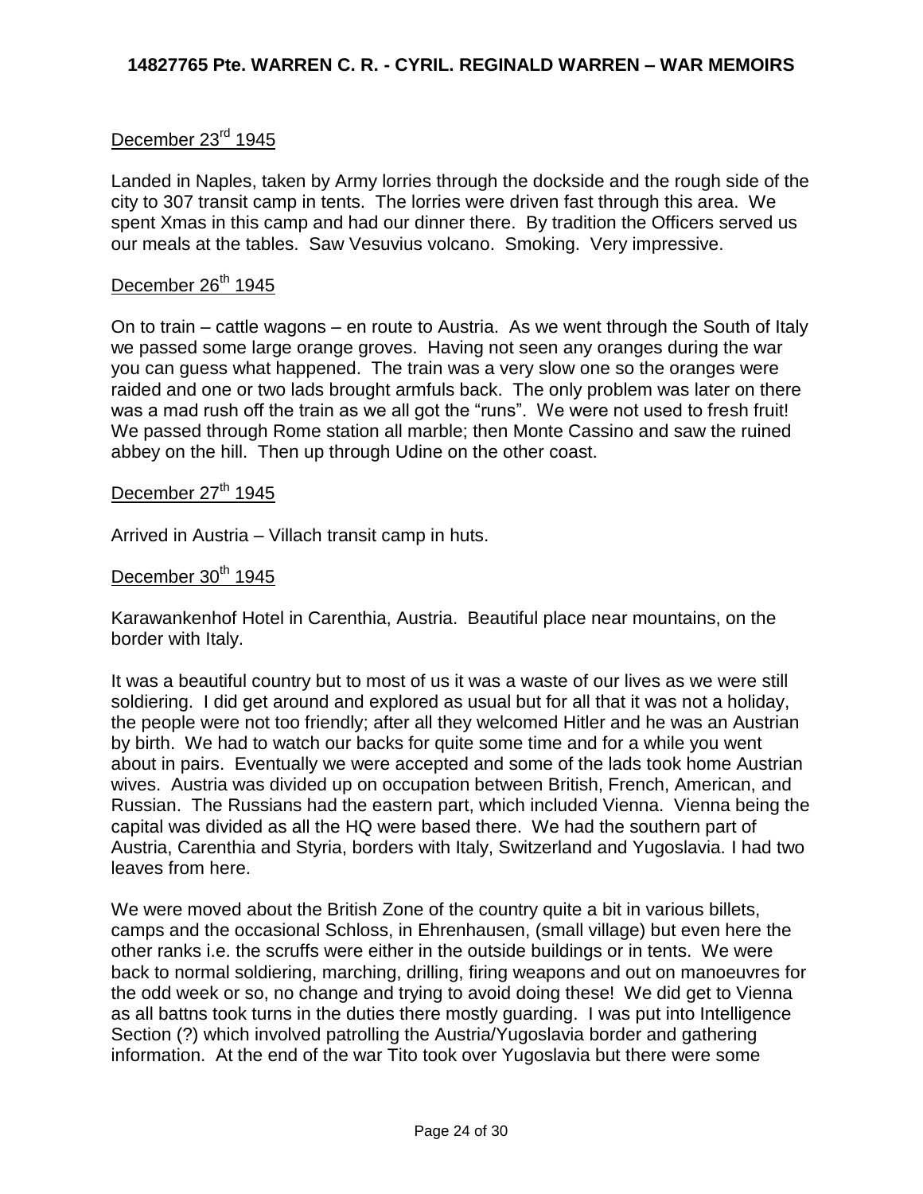December 23rd 1945

Landed in Naples, taken by Army lorries through the dockside and the rough side of the city to 307 transit camp in tents. The lorries were driven fast through this area. We spent Xmas in this camp and had our dinner there. By tradition the Officers served us our meals at the tables. Saw Vesuvius volcano. Smoking. Very impressive.

December 26th 1945

On to train – cattle wagons – en route to Austria. As we went through the South of Italy we passed some large orange groves. Having not seen any oranges during the war you can guess what happened. The train was a very slow one so the oranges were raided and one or two lads brought armfuls back. The only problem was later on there was a mad rush off the train as we all got the "runs". We were not used to fresh fruit! We passed through Rome station all marble; then Monte Cassino and saw the ruined abbey on the hill. Then up through Udine on the other coast.

December 27th 1945

Arrived in Austria – Villach transit camp in huts.

December 30th 1945

Karawankenhof Hotel in Carenthia, Austria. Beautiful place near mountains, on the border with Italy.

It was a beautiful country but to most of us it was a waste of our lives as we were still soldiering. I did get around and explored as usual but for all that it was not a holiday, the people were not too friendly; after all they welcomed Hitler and he was an Austrian by birth. We had to watch our backs for quite some time and for a while you went about in pairs. Eventually we were accepted and some of the lads took home Austrian wives. Austria was divided up on occupation between British, French, American, and Russian. The Russians had the eastern part, which included Vienna. Vienna being the capital was divided as all the HQ were based there. We had the southern part of Austria, Carenthia and Styria, borders with Italy, Switzerland and Yugoslavia. I had two leaves from here.

We were moved about the British Zone of the country quite a bit in various billets, camps and the occasional Schloss, in Ehrenhausen, (small village) but even here the other ranks i.e. the scruffs were either in the outside buildings or in tents. We were back to normal soldiering, marching, drilling, firing weapons and out on manoeuvres for the odd week or so, no change and trying to avoid doing these! We did get to Vienna as all battns took turns in the duties there mostly guarding. I was put into Intelligence Section (?) which involved patrolling the Austria/Yugoslavia border and gathering information. At the end of the war Tito took over Yugoslavia but there were some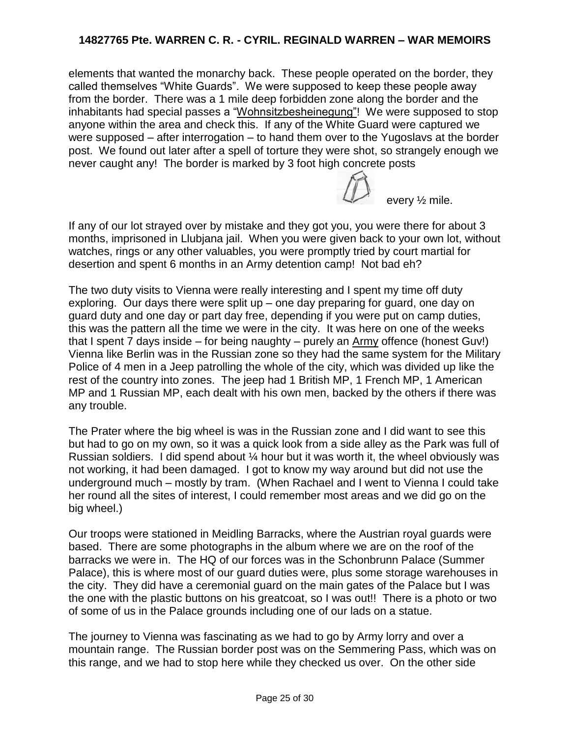elements that wanted the monarchy back. These people operated on the border, they called themselves "White Guards". We were supposed to keep these people away from the border. There was a 1 mile deep forbidden zone along the border and the inhabitants had special passes a "Wohnsitzbesheinegung"! We were supposed to stop anyone within the area and check this. If any of the White Guard were captured we were supposed – after interrogation – to hand them over to the Yugoslavs at the border post. We found out later after a spell of torture they were shot, so strangely enough we never caught any! The border is marked by 3 foot high concrete posts every ½ mile.

If any of our lot strayed over by mistake and they got you, you were there for about 3 months, imprisoned in Llubjana jail. When you were given back to your own lot, without watches, rings or any other valuables, you were promptly tried by court martial for desertion and spent 6 months in an Army detention camp! Not bad eh?

The two duty visits to Vienna were really interesting and I spent my time off duty exploring. Our days there were split up – one day preparing for guard, one day on guard duty and one day or part day free, depending if you were put on camp duties, this was the pattern all the time we were in the city. It was here on one of the weeks that I spent 7 days inside – for being naughty – purely an Army offence (honest Guv!) Vienna like Berlin was in the Russian zone so they had the same system for the Military Police of 4 men in a Jeep patrolling the whole of the city, which was divided up like the rest of the country into zones. The jeep had 1 British MP, 1 French MP, 1 American MP and 1 Russian MP, each dealt with his own men, backed by the others if there was any trouble.

The Prater where the big wheel is was in the Russian zone and I did want to see this but had to go on my own, so it was a quick look from a side alley as the Park was full of Russian soldiers. I did spend about ¼ hour but it was worth it, the wheel obviously was not working, it had been damaged. I got to know my way around but did not use the underground much – mostly by tram. (When Rachael and I went to Vienna I could take her round all the sites of interest, I could remember most areas and we did go on the big wheel.)

Our troops were stationed in Meidling Barracks, where the Austrian royal guards were based. There are some photographs in the album where we are on the roof of the barracks we were in. The HQ of our forces was in the Schonbrunn Palace (Summer Palace), this is where most of our guard duties were, plus some storage warehouses in the city. They did have a ceremonial guard on the main gates of the Palace but I was the one with the plastic buttons on his greatcoat, so I was out!! There is a photo or two of some of us in the Palace grounds including one of our lads on a statue.

The journey to Vienna was fascinating as we had to go by Army lorry and over a mountain range. The Russian border post was on the Semmering Pass, which was on this range, and we had to stop here while they checked us over. On the other side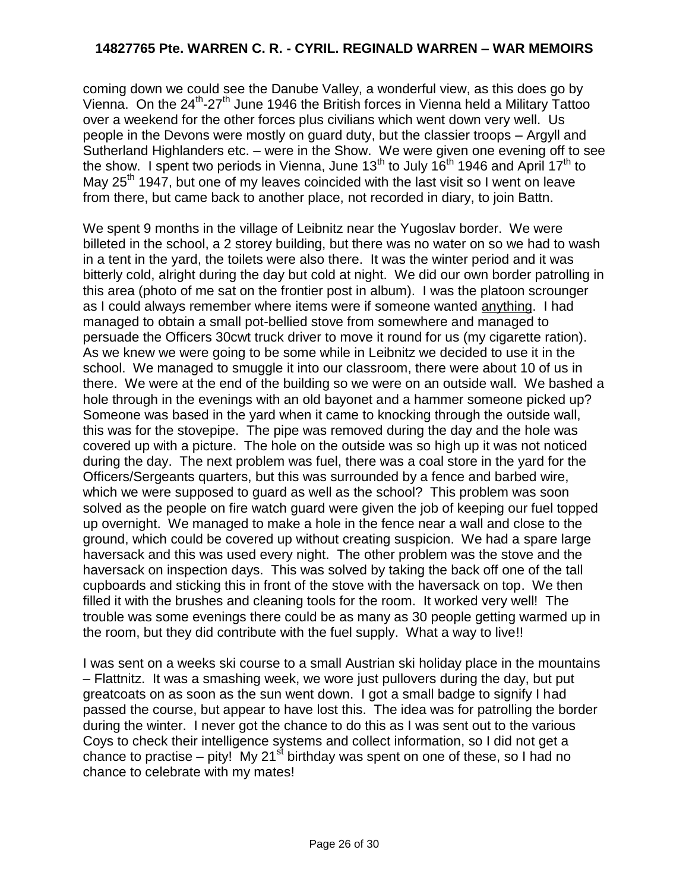coming down we could see the Danube Valley, a wonderful view, as this does go by Vienna. On the 24th-27th June 1946 the British forces in Vienna held a Military Tattoo over a weekend for the other forces plus civilians which went down very well. Us people in the Devons were mostly on guard duty, but the classier troops – Argyll and Sutherland Highlanders etc. – were in the Show. We were given one evening off to see the show. I spent two periods in Vienna, June 13th to July 16th 1946 and April 17th to May 25th 1947, but one of my leaves coincided with the last visit so I went on leave from there, but came back to another place, not recorded in diary, to join Battn.

We spent 9 months in the village of Leibnitz near the Yugoslav border. We were billeted in the school, a 2 storey building, but there was no water on so we had to wash in a tent in the yard, the toilets were also there. It was the winter period and it was bitterly cold, alright during the day but cold at night. We did our own border patrolling in this area (photo of me sat on the frontier post in album). I was the platoon scrounger as I could always remember where items were if someone wanted <u>anything</u>. I had managed to obtain a small pot-bellied stove from somewhere and managed to persuade the Officers 30cwt truck driver to move it round for us (my cigarette ration). As we knew we were going to be some while in Leibnitz we decided to use it in the school. We managed to smuggle it into our classroom, there were about 10 of us in there. We were at the end of the building so we were on an outside wall. We bashed a hole through in the evenings with an old bayonet and a hammer someone picked up? Someone was based in the yard when it came to knocking through the outside wall, this was for the stovepipe. The pipe was removed during the day and the hole was covered up with a picture. The hole on the outside was so high up it was not noticed during the day. The next problem was fuel, there was a coal store in the yard for the Officers/Sergeants quarters, but this was surrounded by a fence and barbed wire, which we were supposed to guard as well as the school? This problem was soon solved as the people on fire watch guard were given the job of keeping our fuel topped up overnight. We managed to make a hole in the fence near a wall and close to the ground, which could be covered up without creating suspicion. We had a spare large haversack and this was used every night. The other problem was the stove and the haversack on inspection days. This was solved by taking the back off one of the tall cupboards and sticking this in front of the stove with the haversack on top. We then filled it with the brushes and cleaning tools for the room. It worked very well! The trouble was some evenings there could be as many as 30 people getting warmed up in the room, but they did contribute with the fuel supply. What a way to live!!

I was sent on a weeks ski course to a small Austrian ski holiday place in the mountains – Flattnitz. It was a smashing week, we wore just pullovers during the day, but put greatcoats on as soon as the sun went down. I got a small badge to signify I had passed the course, but appear to have lost this. The idea was for patrolling the border during the winter. I never got the chance to do this as I was sent out to the various Coys to check their intelligence systems and collect information, so I did not get a chance to practise – pity! My 21st birthday was spent on one of these, so I had no chance to celebrate with my mates!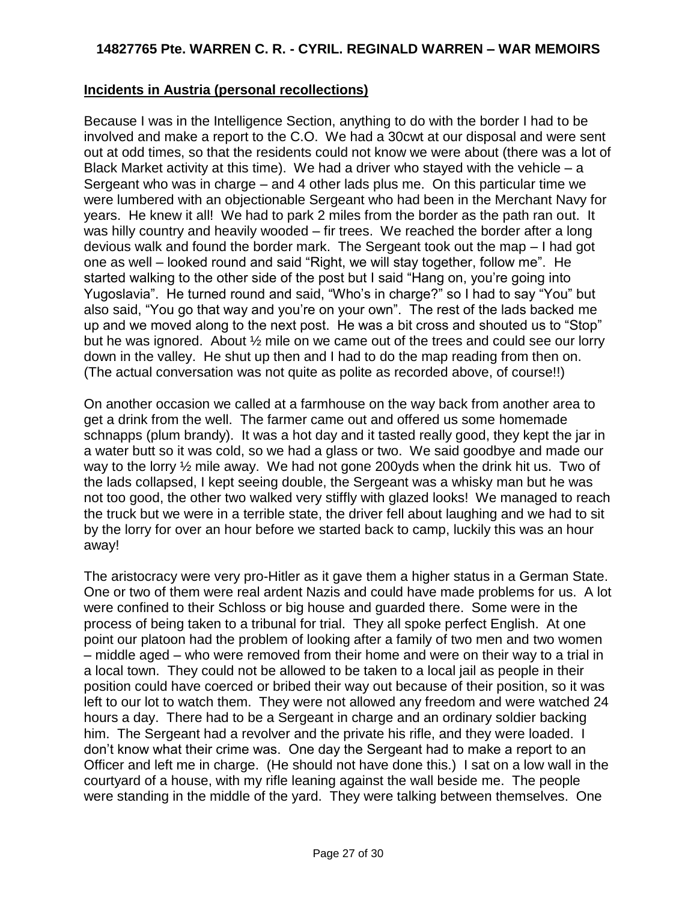## Incidents in Austria (personal recollections)

Because I was in the Intelligence Section, anything to do with the border I had to be involved and make a report to the C.O. We had a 30cwt at our disposal and were sent out at odd times, so that the residents could not know we were about (there was a lot of Black Market activity at this time). We had a driver who stayed with the vehicle – a Sergeant who was in charge – and 4 other lads plus me. On this particular time we were lumbered with an objectionable Sergeant who had been in the Merchant Navy for years. He knew it all! We had to park 2 miles from the border as the path ran out. It was hilly country and heavily wooded – fir trees. We reached the border after a long devious walk and found the border mark. The Sergeant took out the map – I had got one as well – looked round and said "Right, we will stay together, follow me". He started walking to the other side of the post but I said "Hang on, you're going into Yugoslavia". He turned round and said, "Who's in charge?" so I had to say "You" but also said, "You go that way and you're on your own". The rest of the lads backed me up and we moved along to the next post. He was a bit cross and shouted us to "Stop" but he was ignored. About ½ mile on we came out of the trees and could see our lorry down in the valley. He shut up then and I had to do the map reading from then on. (The actual conversation was not quite as polite as recorded above, of course!!)

On another occasion we called at a farmhouse on the way back from another area to get a drink from the well. The farmer came out and offered us some homemade schnapps (plum brandy). It was a hot day and it tasted really good, they kept the jar in a water butt so it was cold, so we had a glass or two. We said goodbye and made our way to the lorry ½ mile away. We had not gone 200yds when the drink hit us. Two of the lads collapsed, I kept seeing double, the Sergeant was a whisky man but he was not too good, the other two walked very stiffly with glazed looks! We managed to reach the truck but we were in a terrible state, the driver fell about laughing and we had to sit by the lorry for over an hour before we started back to camp, luckily this was an hour away!

The aristocracy were very pro-Hitler as it gave them a higher status in a German State. One or two of them were real ardent Nazis and could have made problems for us. A lot were confined to their Schloss or big house and guarded there. Some were in the process of being taken to a tribunal for trial. They all spoke perfect English. At one point our platoon had the problem of looking after a family of two men and two women – middle aged – who were removed from their home and were on their way to a trial in a local town. They could not be allowed to be taken to a local jail as people in their position could have coerced or bribed their way out because of their position, so it was left to our lot to watch them. They were not allowed any freedom and were watched 24 hours a day. There had to be a Sergeant in charge and an ordinary soldier backing him. The Sergeant had a revolver and the private his rifle, and they were loaded. I don't know what their crime was. One day the Sergeant had to make a report to an Officer and left me in charge. (He should not have done this.) I sat on a low wall in the courtyard of a house, with my rifle leaning against the wall beside me. The people were standing in the middle of the yard. They were talking between themselves. One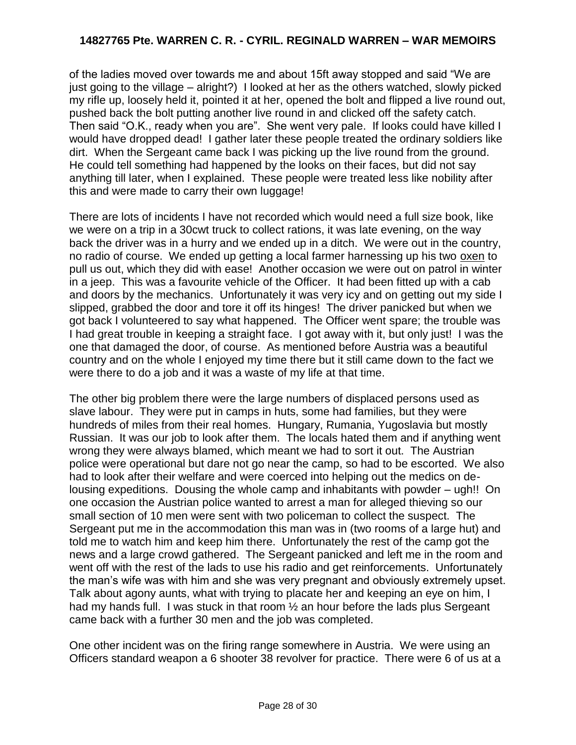of the ladies moved over towards me and about 15ft away stopped and said "We are just going to the village – alright?) I looked at her as the others watched, slowly picked my rifle up, loosely held it, pointed it at her, opened the bolt and flipped a live round out, pushed back the bolt putting another live round in and clicked off the safety catch. Then said "O.K., ready when you are". She went very pale. If looks could have killed I would have dropped dead! I gather later these people treated the ordinary soldiers like dirt. When the Sergeant came back I was picking up the live round from the ground. He could tell something had happened by the looks on their faces, but did not say anything till later, when I explained. These people were treated less like nobility after this and were made to carry their own luggage!

There are lots of incidents I have not recorded which would need a full size book, like we were on a trip in a 30cwt truck to collect rations, it was late evening, on the way back the driver was in a hurry and we ended up in a ditch. We were out in the country, no radio of course. We ended up getting a local farmer harnessing up his two <u>oxen</u> to pull us out, which they did with ease! Another occasion we were out on patrol in winter in a jeep. This was a favourite vehicle of the Officer. It had been fitted up with a cab and doors by the mechanics. Unfortunately it was very icy and on getting out my side I slipped, grabbed the door and tore it off its hinges! The driver panicked but when we got back I volunteered to say what happened. The Officer went spare; the trouble was I had great trouble in keeping a straight face. I got away with it, but only just! I was the one that damaged the door, of course. As mentioned before Austria was a beautiful country and on the whole I enjoyed my time there but it still came down to the fact we were there to do a job and it was a waste of my life at that time.

The other big problem there were the large numbers of displaced persons used as slave labour. They were put in camps in huts, some had families, but they were hundreds of miles from their real homes. Hungary, Rumania, Yugoslavia but mostly Russian. It was our job to look after them. The locals hated them and if anything went wrong they were always blamed, which meant we had to sort it out. The Austrian police were operational but dare not go near the camp, so had to be escorted. We also had to look after their welfare and were coerced into helping out the medics on de-lousing expeditions. Dousing the whole camp and inhabitants with powder – ugh!! On one occasion the Austrian police wanted to arrest a man for alleged thieving so our small section of 10 men were sent with two policeman to collect the suspect. The Sergeant put me in the accommodation this man was in (two rooms of a large hut) and told me to watch him and keep him there. Unfortunately the rest of the camp got the news and a large crowd gathered. The Sergeant panicked and left me in the room and went off with the rest of the lads to use his radio and get reinforcements. Unfortunately the man's wife was with him and she was very pregnant and obviously extremely upset. Talk about agony aunts, what with trying to placate her and keeping an eye on him, I had my hands full. I was stuck in that room ½ an hour before the lads plus Sergeant came back with a further 30 men and the job was completed.

One other incident was on the firing range somewhere in Austria. We were using an Officers standard weapon a 6 shooter 38 revolver for practice. There were 6 of us at a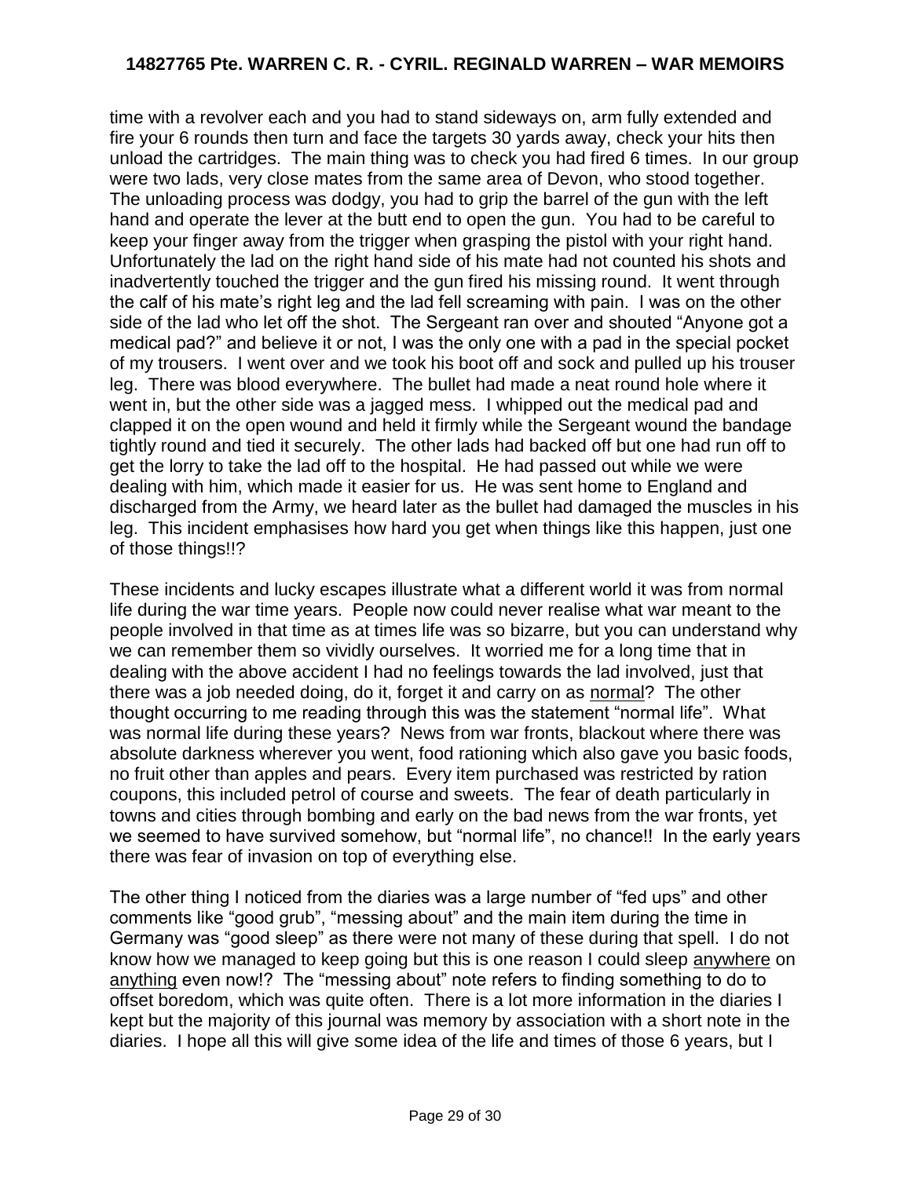time with a revolver each and you had to stand sideways on, arm fully extended and fire your 6 rounds then turn and face the targets 30 yards away, check your hits then unload the cartridges. The main thing was to check you had fired 6 times. In our group were two lads, very close mates from the same area of Devon, who stood together. The unloading process was dodgy, you had to grip the barrel of the gun with the left hand and operate the lever at the butt end to open the gun. You had to be careful to keep your finger away from the trigger when grasping the pistol with your right hand. Unfortunately the lad on the right hand side of his mate had not counted his shots and inadvertently touched the trigger and the gun fired his missing round. It went through the calf of his mate's right leg and the lad fell screaming with pain. I was on the other side of the lad who let off the shot. The Sergeant ran over and shouted "Anyone got a medical pad?" and believe it or not, I was the only one with a pad in the special pocket of my trousers. I went over and we took his boot off and sock and pulled up his trouser leg. There was blood everywhere. The bullet had made a neat round hole where it went in, but the other side was a jagged mess. I whipped out the medical pad and clapped it on the open wound and held it firmly while the Sergeant wound the bandage tightly round and tied it securely. The other lads had backed off but one had run off to get the lorry to take the lad off to the hospital. He had passed out while we were dealing with him, which made it easier for us. He was sent home to England and discharged from the Army, we heard later as the bullet had damaged the muscles in his leg. This incident emphasises how hard you get when things like this happen, just one of those things!!?

These incidents and lucky escapes illustrate what a different world it was from normal life during the war time years. People now could never realise what war meant to the people involved in that time as at times life was so bizarre, but you can understand why we can remember them so vividly ourselves. It worried me for a long time that in dealing with the above accident I had no feelings towards the lad involved, just that there was a job needed doing, do it, forget it and carry on as <u>normal</u>? The other thought occurring to me reading through this was the statement "normal life". What was normal life during these years? News from war fronts, blackout where there was absolute darkness wherever you went, food rationing which also gave you basic foods, no fruit other than apples and pears. Every item purchased was restricted by ration coupons, this included petrol of course and sweets. The fear of death particularly in towns and cities through bombing and early on the bad news from the war fronts, yet we seemed to have survived somehow, but "normal life", no chance!! In the early years there was fear of invasion on top of everything else.

The other thing I noticed from the diaries was a large number of "fed ups" and other comments like "good grub", "messing about" and the main item during the time in Germany was "good sleep" as there were not many of these during that spell. I do not know how we managed to keep going but this is one reason I could sleep <u>anywhere</u> on <u>anything</u> even now!? The "messing about" note refers to finding something to do to offset boredom, which was quite often. There is a lot more information in the diaries I kept but the majority of this journal was memory by association with a short note in the diaries. I hope all this will give some idea of the life and times of those 6 years, but I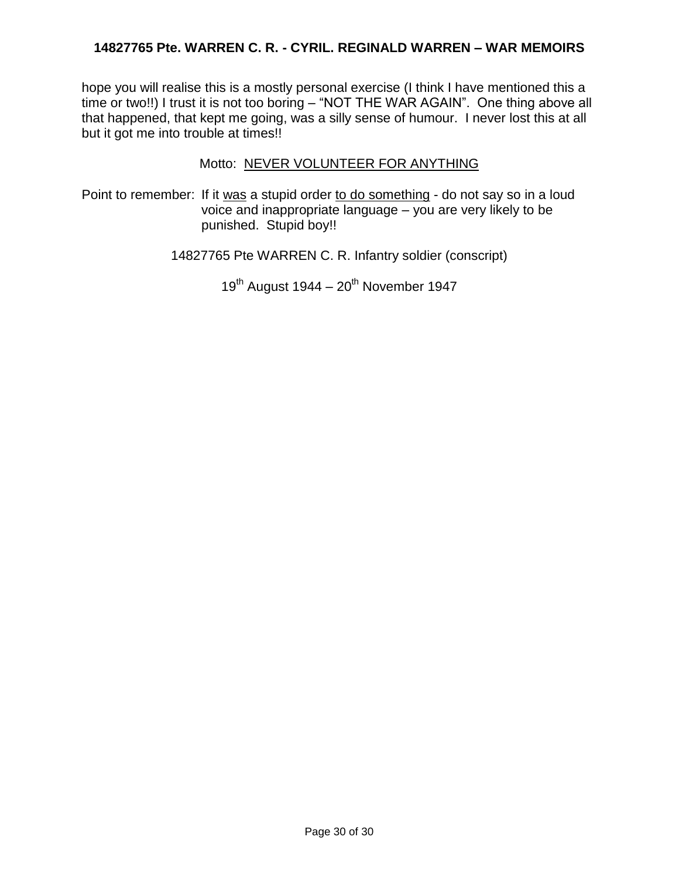hope you will realise this is a mostly personal exercise (I think I have mentioned this a time or two!!) I trust it is not too boring – "NOT THE WAR AGAIN". One thing above all that happened, that kept me going, was a silly sense of humour. I never lost this at all but it got me into trouble at times!!

Motto: <u>NEVER VOLUNTEER FOR ANYTHING</u>

Point to remember: If it <u>was</u> a stupid order <u>to do something</u> - do not say so in a loud voice and inappropriate language – you are very likely to be punished. Stupid boy!!

14827765 Pte WARREN C. R. Infantry soldier (conscript)

19th August 1944 – 20th November 1947